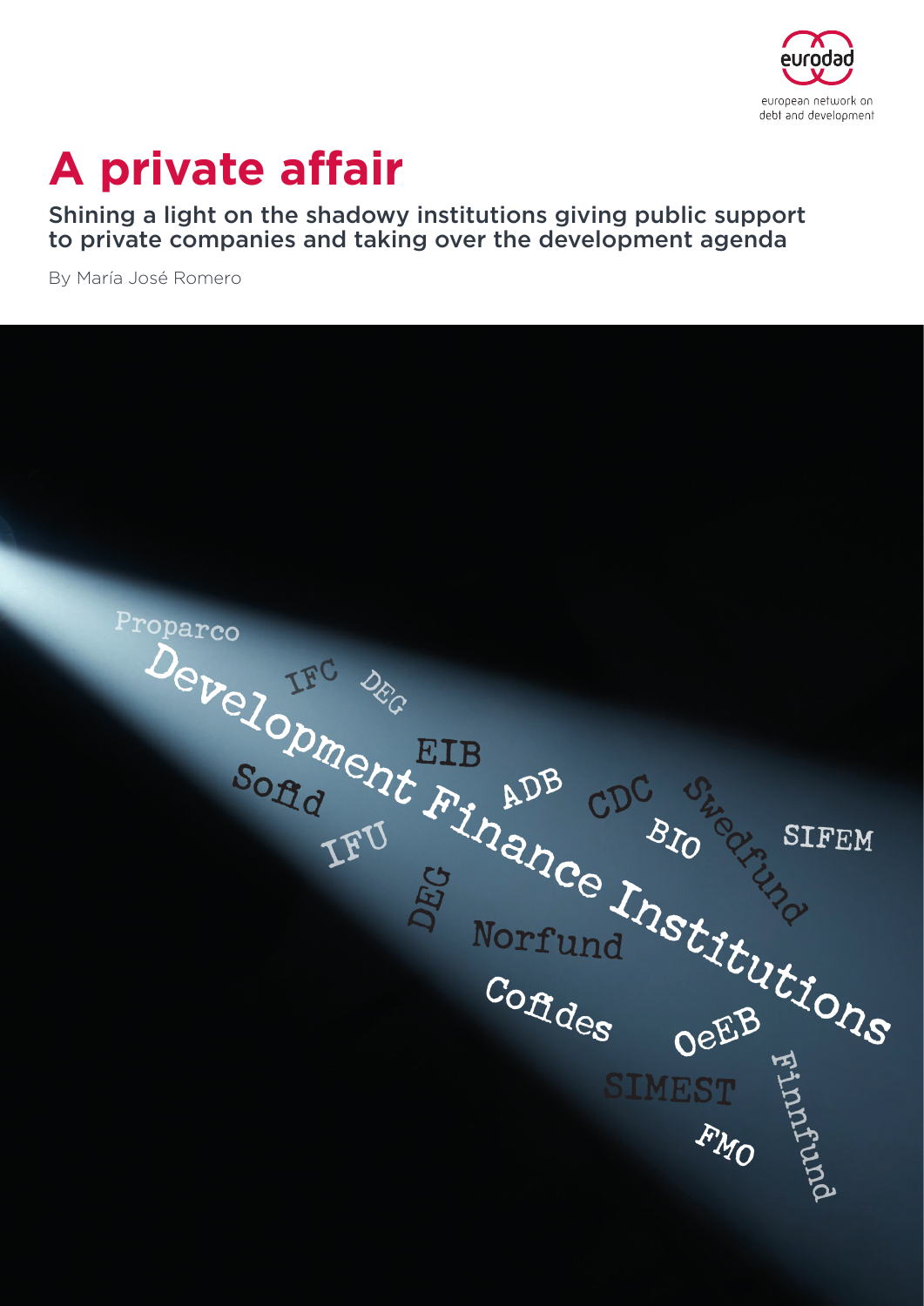eurodad

european network on debt and development

# A private affair

## Shining a light on the shadowy institutions giving public support to private companies and taking over the development agenda

By María José Romero

Proparco
Development Finance Institutions
IFC
DEG
EIB
Sofid
ADB
CDC
Swedfund
IFU
BIO
SIFEM
DEG
Norfund
Cofides
OeEB
Finnfund
SIMEST
FMO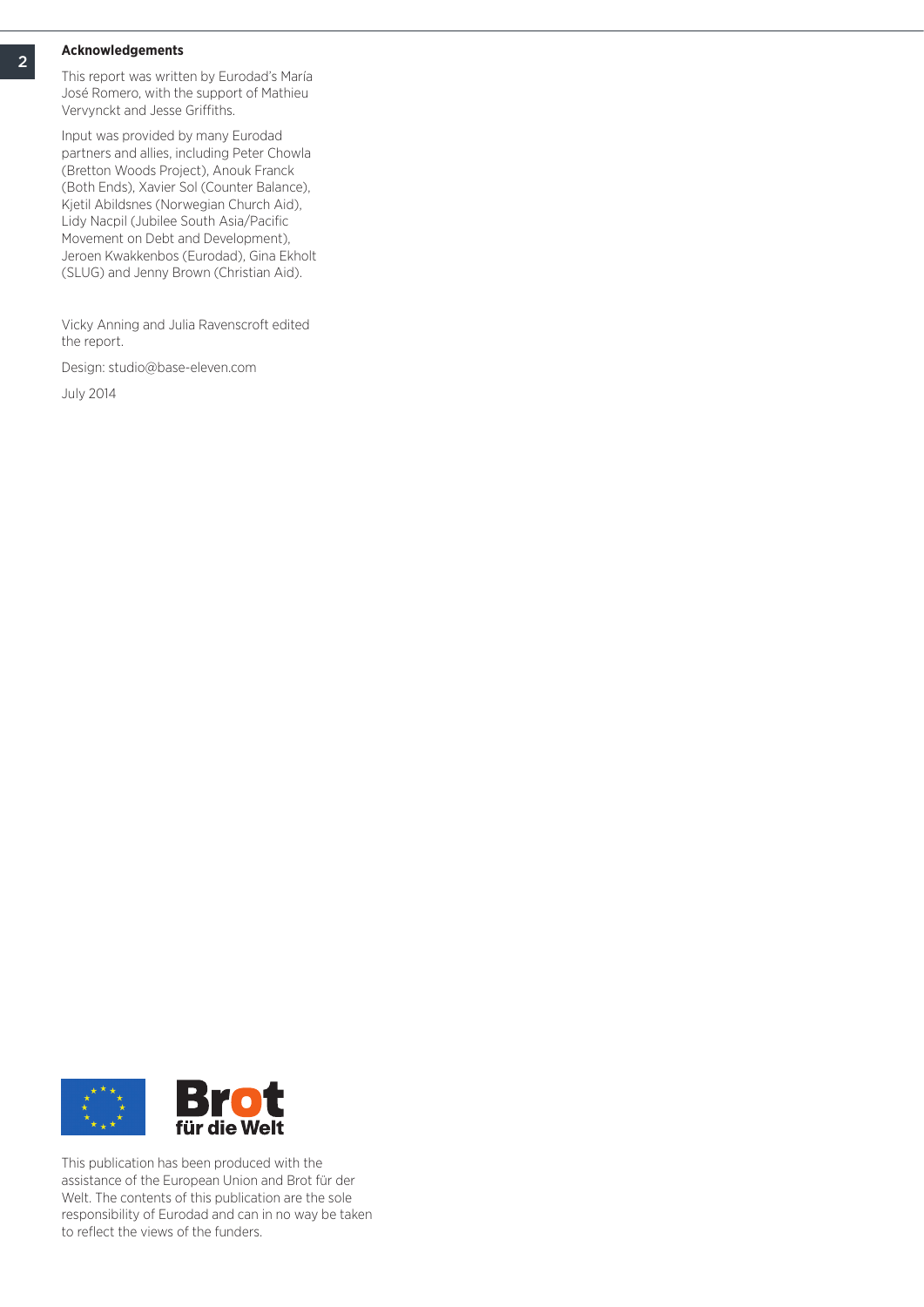**Acknowledgements**

This report was written by Eurodad's María José Romero, with the support of Mathieu Vervynckt and Jesse Griffiths.

Input was provided by many Eurodad partners and allies, including Peter Chowla (Bretton Woods Project), Anouk Franck (Both Ends), Xavier Sol (Counter Balance), Kjetil Abildsnes (Norwegian Church Aid), Lidy Nacpil (Jubilee South Asia/Pacific Movement on Debt and Development), Jeroen Kwakkenbos (Eurodad), Gina Ekholt (SLUG) and Jenny Brown (Christian Aid).

Vicky Anning and Julia Ravenscroft edited the report.

Design: studio@base-eleven.com

July 2014

This publication has been produced with the assistance of the European Union and Brot für der Welt. The contents of this publication are the sole responsibility of Eurodad and can in no way be taken to reflect the views of the funders.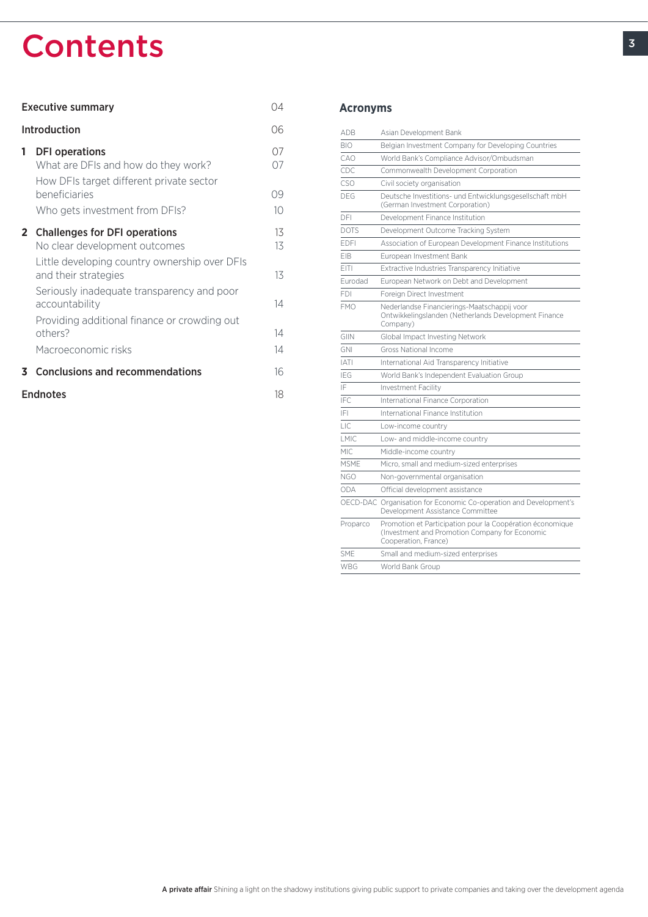# Contents

| | |
|---|---|
| **Executive summary** | 04 |
| **Introduction** | 06 |
| **1 DFI operations** | 07 |
| What are DFIs and how do they work? | 07 |
| How DFIs target different private sector beneficiaries | 09 |
| Who gets investment from DFIs? | 10 |
| **2 Challenges for DFI operations** | 13 |
| No clear development outcomes | 13 |
| Little developing country ownership over DFIs and their strategies | 13 |
| Seriously inadequate transparency and poor accountability | 14 |
| Providing additional finance or crowding out others? | 14 |
| Macroeconomic risks | 14 |
| **3 Conclusions and recommendations** | 16 |
| **Endnotes** | 18 |

## Acronyms

| | |
|---|---|
| ADB | Asian Development Bank |
| BIO | Belgian Investment Company for Developing Countries |
| CAO | World Bank's Compliance Advisor/Ombudsman |
| CDC | Commonwealth Development Corporation |
| CSO | Civil society organisation |
| DEG | Deutsche Investitions- und Entwicklungsgesellschaft mbH (German Investment Corporation) |
| DFI | Development Finance Institution |
| DOTS | Development Outcome Tracking System |
| EDFI | Association of European Development Finance Institutions |
| EIB | European Investment Bank |
| EITI | Extractive Industries Transparency Initiative |
| Eurodad | European Network on Debt and Development |
| FDI | Foreign Direct Investment |
| FMO | Nederlandse Financierings-Maatschappij voor Ontwikkelingslanden (Netherlands Development Finance Company) |
| GIIN | Global Impact Investing Network |
| GNI | Gross National Income |
| IATI | International Aid Transparency Initiative |
| IEG | World Bank's Independent Evaluation Group |
| IF | Investment Facility |
| IFC | International Finance Corporation |
| IFI | International Finance Institution |
| LIC | Low-income country |
| LMIC | Low- and middle-income country |
| MIC | Middle-income country |
| MSME | Micro, small and medium-sized enterprises |
| NGO | Non-governmental organisation |
| ODA | Official development assistance |
| OECD-DAC | Organisation for Economic Co-operation and Development's Development Assistance Committee |
| Proparco | Promotion et Participation pour la Coopération économique (Investment and Promotion Company for Economic Cooperation, France) |
| SME | Small and medium-sized enterprises |
| WBG | World Bank Group |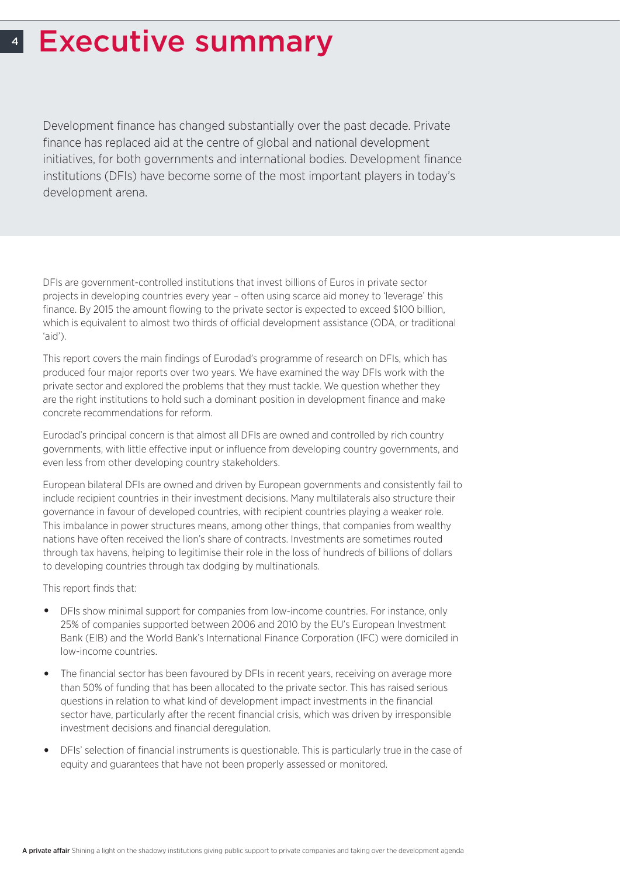# Executive summary

Development finance has changed substantially over the past decade. Private finance has replaced aid at the centre of global and national development initiatives, for both governments and international bodies. Development finance institutions (DFIs) have become some of the most important players in today's development arena.

DFIs are government-controlled institutions that invest billions of Euros in private sector projects in developing countries every year – often using scarce aid money to 'leverage' this finance. By 2015 the amount flowing to the private sector is expected to exceed $100 billion, which is equivalent to almost two thirds of official development assistance (ODA, or traditional 'aid').

This report covers the main findings of Eurodad's programme of research on DFIs, which has produced four major reports over two years. We have examined the way DFIs work with the private sector and explored the problems that they must tackle. We question whether they are the right institutions to hold such a dominant position in development finance and make concrete recommendations for reform.

Eurodad's principal concern is that almost all DFIs are owned and controlled by rich country governments, with little effective input or influence from developing country governments, and even less from other developing country stakeholders.

European bilateral DFIs are owned and driven by European governments and consistently fail to include recipient countries in their investment decisions. Many multilaterals also structure their governance in favour of developed countries, with recipient countries playing a weaker role. This imbalance in power structures means, among other things, that companies from wealthy nations have often received the lion's share of contracts. Investments are sometimes routed through tax havens, helping to legitimise their role in the loss of hundreds of billions of dollars to developing countries through tax dodging by multinationals.

This report finds that:

- DFIs show minimal support for companies from low-income countries. For instance, only 25% of companies supported between 2006 and 2010 by the EU's European Investment Bank (EIB) and the World Bank's International Finance Corporation (IFC) were domiciled in low-income countries.
- The financial sector has been favoured by DFIs in recent years, receiving on average more than 50% of funding that has been allocated to the private sector. This has raised serious questions in relation to what kind of development impact investments in the financial sector have, particularly after the recent financial crisis, which was driven by irresponsible investment decisions and financial deregulation.
- DFIs' selection of financial instruments is questionable. This is particularly true in the case of equity and guarantees that have not been properly assessed or monitored.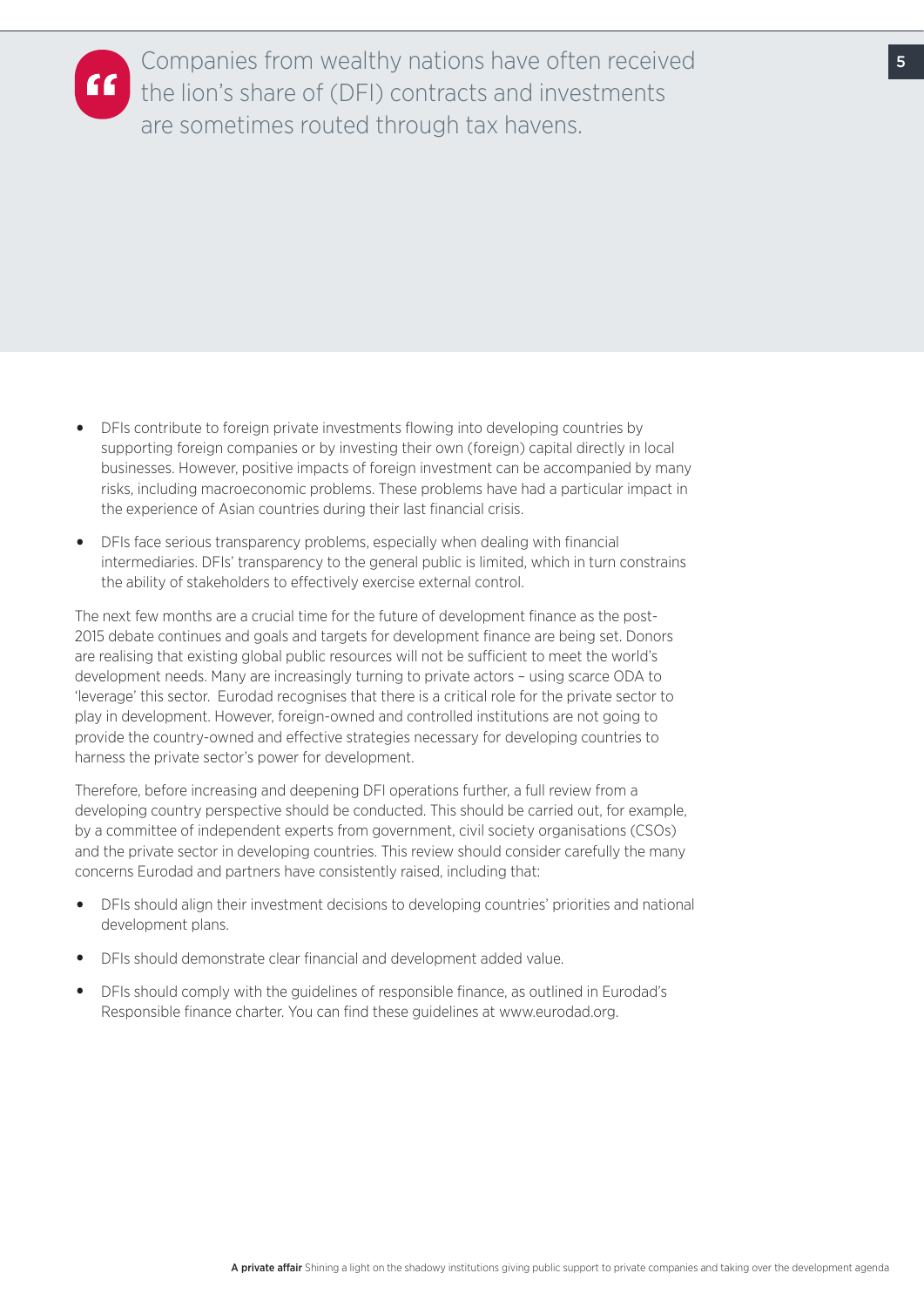> Companies from wealthy nations have often received the lion's share of (DFI) contracts and investments are sometimes routed through tax havens.

- DFIs contribute to foreign private investments flowing into developing countries by supporting foreign companies or by investing their own (foreign) capital directly in local businesses. However, positive impacts of foreign investment can be accompanied by many risks, including macroeconomic problems. These problems have had a particular impact in the experience of Asian countries during their last financial crisis.
- DFIs face serious transparency problems, especially when dealing with financial intermediaries. DFIs' transparency to the general public is limited, which in turn constrains the ability of stakeholders to effectively exercise external control.

The next few months are a crucial time for the future of development finance as the post-2015 debate continues and goals and targets for development finance are being set. Donors are realising that existing global public resources will not be sufficient to meet the world's development needs. Many are increasingly turning to private actors – using scarce ODA to 'leverage' this sector. Eurodad recognises that there is a critical role for the private sector to play in development. However, foreign-owned and controlled institutions are not going to provide the country-owned and effective strategies necessary for developing countries to harness the private sector's power for development.

Therefore, before increasing and deepening DFI operations further, a full review from a developing country perspective should be conducted. This should be carried out, for example, by a committee of independent experts from government, civil society organisations (CSOs) and the private sector in developing countries. This review should consider carefully the many concerns Eurodad and partners have consistently raised, including that:

- DFIs should align their investment decisions to developing countries' priorities and national development plans.
- DFIs should demonstrate clear financial and development added value.
- DFIs should comply with the guidelines of responsible finance, as outlined in Eurodad's Responsible finance charter. You can find these guidelines at www.eurodad.org.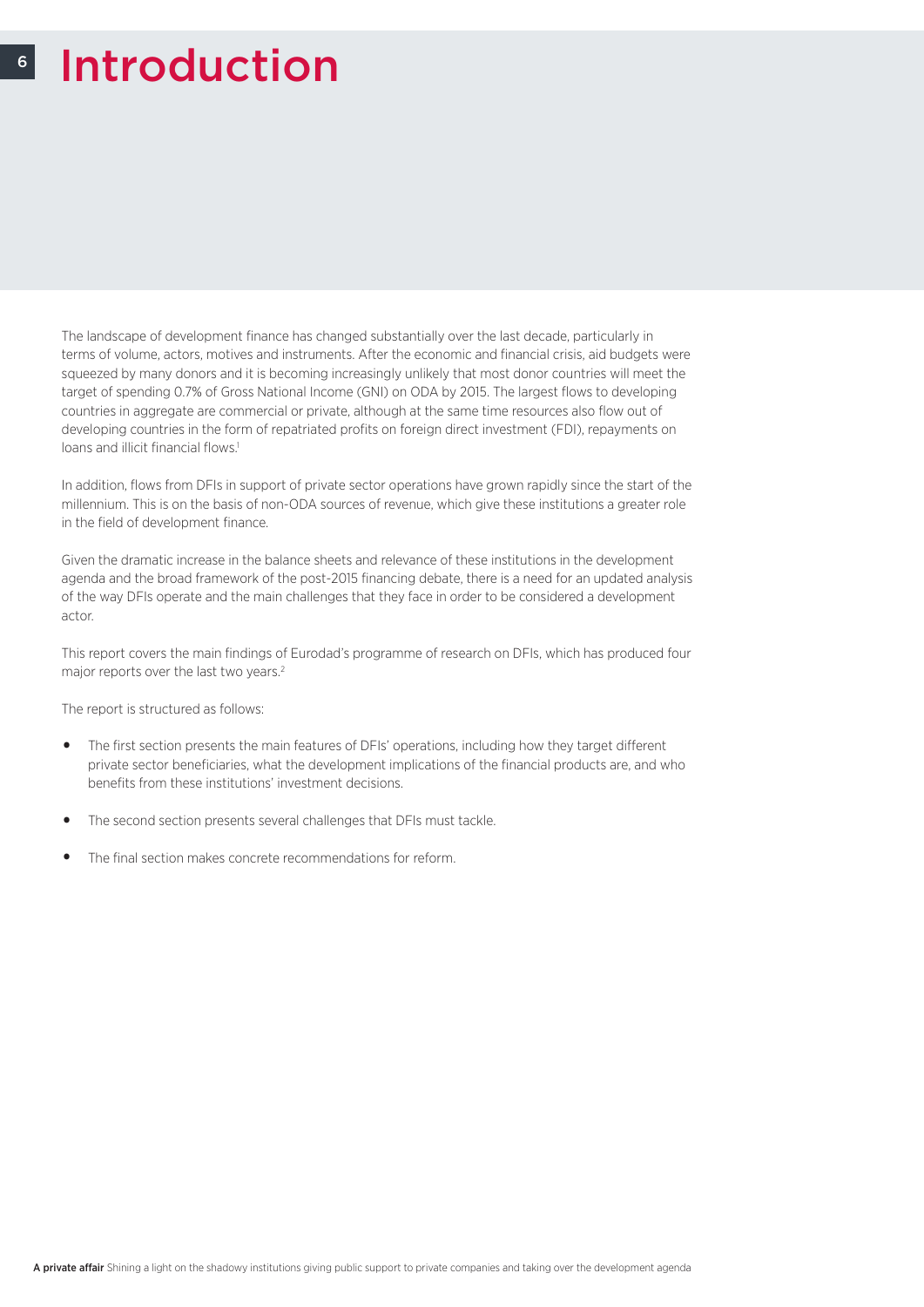# Introduction

The landscape of development finance has changed substantially over the last decade, particularly in terms of volume, actors, motives and instruments. After the economic and financial crisis, aid budgets were squeezed by many donors and it is becoming increasingly unlikely that most donor countries will meet the target of spending 0.7% of Gross National Income (GNI) on ODA by 2015. The largest flows to developing countries in aggregate are commercial or private, although at the same time resources also flow out of developing countries in the form of repatriated profits on foreign direct investment (FDI), repayments on loans and illicit financial flows.[1]

In addition, flows from DFIs in support of private sector operations have grown rapidly since the start of the millennium. This is on the basis of non-ODA sources of revenue, which give these institutions a greater role in the field of development finance.

Given the dramatic increase in the balance sheets and relevance of these institutions in the development agenda and the broad framework of the post-2015 financing debate, there is a need for an updated analysis of the way DFIs operate and the main challenges that they face in order to be considered a development actor.

This report covers the main findings of Eurodad's programme of research on DFIs, which has produced four major reports over the last two years.[2]

The report is structured as follows:

- The first section presents the main features of DFIs' operations, including how they target different private sector beneficiaries, what the development implications of the financial products are, and who benefits from these institutions' investment decisions.
- The second section presents several challenges that DFIs must tackle.
- The final section makes concrete recommendations for reform.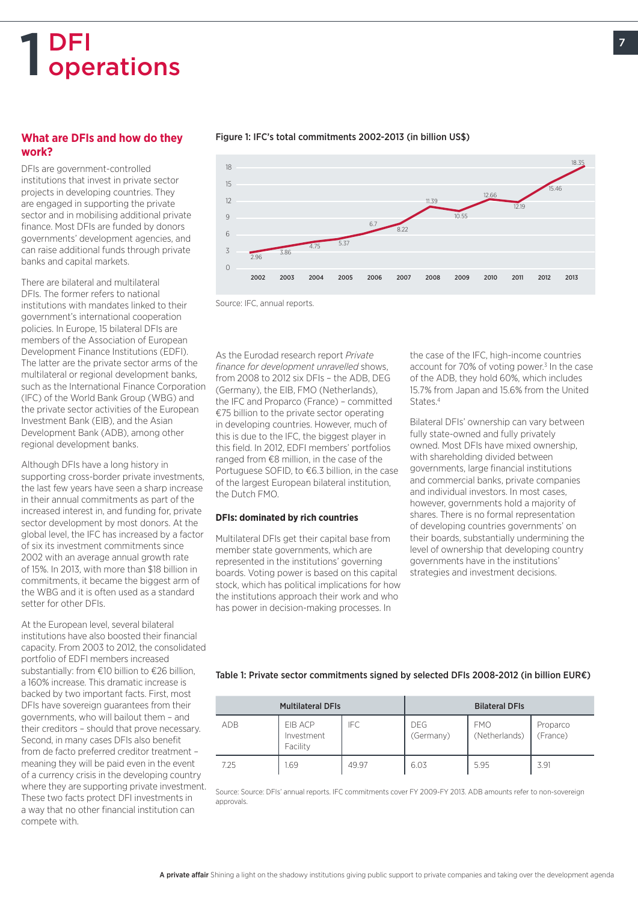# 1 DFI operations

## What are DFIs and how do they work?

DFIs are government-controlled institutions that invest in private sector projects in developing countries. They are engaged in supporting the private sector and in mobilising additional private finance. Most DFIs are funded by donors governments' development agencies, and can raise additional funds through private banks and capital markets.

There are bilateral and multilateral DFIs. The former refers to national institutions with mandates linked to their government's international cooperation policies. In Europe, 15 bilateral DFIs are members of the Association of European Development Finance Institutions (EDFI). The latter are the private sector arms of the multilateral or regional development banks, such as the International Finance Corporation (IFC) of the World Bank Group (WBG) and the private sector activities of the European Investment Bank (EIB), and the Asian Development Bank (ADB), among other regional development banks.

Although DFIs have a long history in supporting cross-border private investments, the last few years have seen a sharp increase in their annual commitments as part of the increased interest in, and funding for, private sector development by most donors. At the global level, the IFC has increased by a factor of six its investment commitments since 2002 with an average annual growth rate of 15%. In 2013, with more than $18 billion in commitments, it became the biggest arm of the WBG and it is often used as a standard setter for other DFIs.

At the European level, several bilateral institutions have also boosted their financial capacity. From 2003 to 2012, the consolidated portfolio of EDFI members increased substantially: from €10 billion to €26 billion, a 160% increase. This dramatic increase is backed by two important facts. First, most DFIs have sovereign guarantees from their governments, who will bailout them – and their creditors – should that prove necessary. Second, in many cases DFIs also benefit from de facto preferred creditor treatment – meaning they will be paid even in the event of a currency crisis in the developing country where they are supporting private investment. These two facts protect DFI investments in a way that no other financial institution can compete with.

**Figure 1: IFC's total commitments 2002-2013 (in billion US$)**

18
15
12
9
6
3
0

2.96 3.86 4.75 5.37 6.7 8.22 11.39 10.55 12.66 12.19 15.46 18.35

2002 2003 2004 2005 2006 2007 2008 2009 2010 2011 2012 2013

Source: IFC, annual reports.

As the Eurodad research report *Private finance for development unravelled* shows, from 2008 to 2012 six DFIs – the ADB, DEG (Germany), the EIB, FMO (Netherlands), the IFC and Proparco (France) – committed €75 billion to the private sector operating in developing countries. However, much of this is due to the IFC, the biggest player in this field. In 2012, EDFI members' portfolios ranged from €8 million, in the case of the Portuguese SOFID, to €6.3 billion, in the case of the largest European bilateral institution, the Dutch FMO.

### DFIs: dominated by rich countries

Multilateral DFIs get their capital base from member state governments, which are represented in the institutions' governing boards. Voting power is based on this capital stock, which has political implications for how the institutions approach their work and who has power in decision-making processes. In the case of the IFC, high-income countries account for 70% of voting power.[3] In the case of the ADB, they hold 60%, which includes 15.7% from Japan and 15.6% from the United States.[4]

Bilateral DFIs' ownership can vary between fully state-owned and fully privately owned. Most DFIs have mixed ownership, with shareholding divided between governments, large financial institutions and commercial banks, private companies and individual investors. In most cases, however, governments hold a majority of shares. There is no formal representation of developing countries governments' on their boards, substantially undermining the level of ownership that developing country governments have in the institutions' strategies and investment decisions.

**Table 1: Private sector commitments signed by selected DFIs 2008-2012 (in billion EUR€)**

| Multilateral DFIs | | | Bilateral DFIs | | |
|---|---|---|---|---|---|
| ADB | EIB ACP Investment Facility | IFC | DEG (Germany) | FMO (Netherlands) | Proparco (France) |
| 7.25 | 1.69 | 49.97 | 6.03 | 5.95 | 3.91 |

Source: Source: DFIs' annual reports. IFC commitments cover FY 2009-FY 2013. ADB amounts refer to non-sovereign approvals.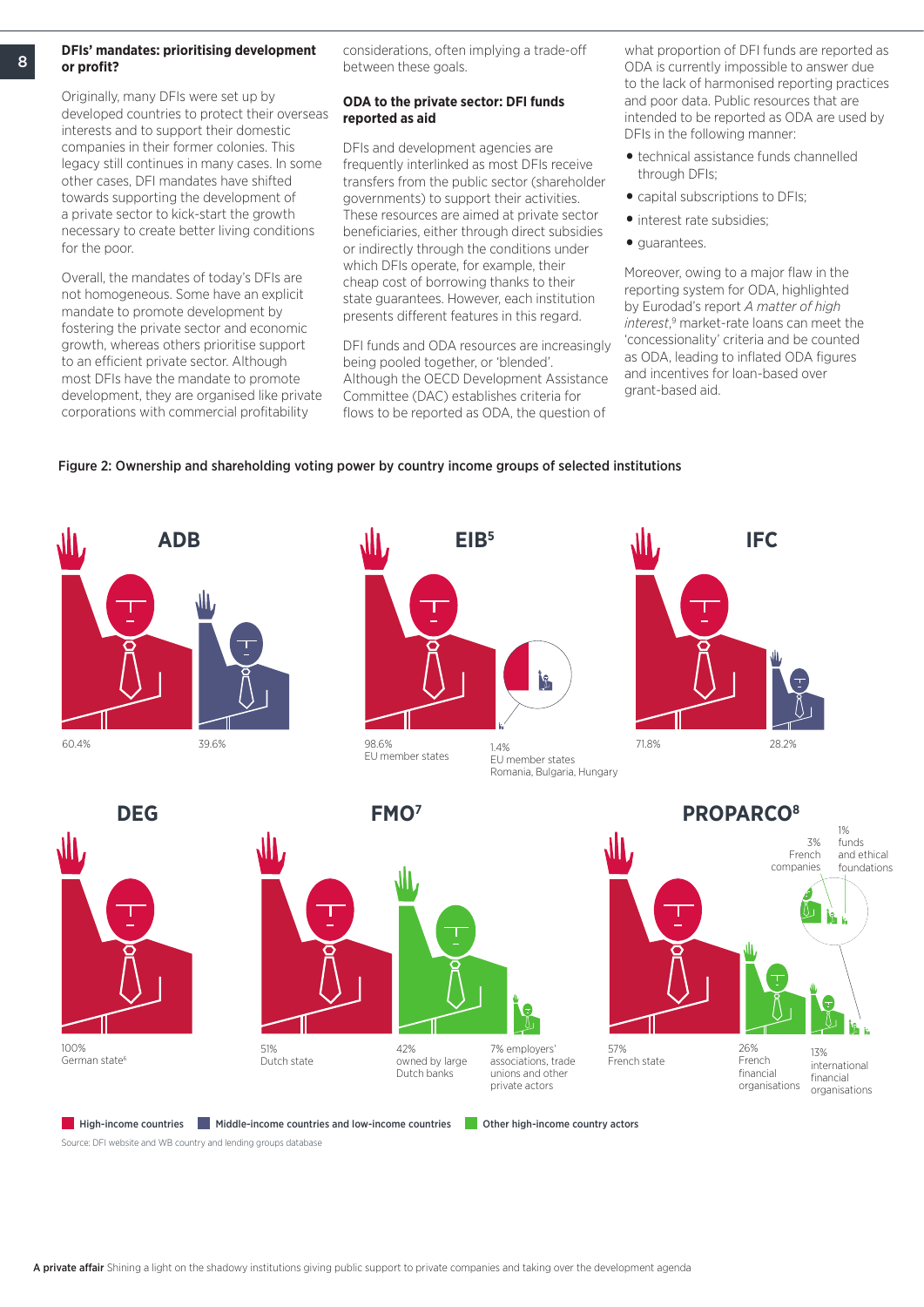## DFIs' mandates: prioritising development or profit?

Originally, many DFIs were set up by developed countries to protect their overseas interests and to support their domestic companies in their former colonies. This legacy still continues in many cases. In some other cases, DFI mandates have shifted towards supporting the development of a private sector to kick-start the growth necessary to create better living conditions for the poor.

Overall, the mandates of today's DFIs are not homogeneous. Some have an explicit mandate to promote development by fostering the private sector and economic growth, whereas others prioritise support to an efficient private sector. Although most DFIs have the mandate to promote development, they are organised like private corporations with commercial profitability considerations, often implying a trade-off between these goals.

## ODA to the private sector: DFI funds reported as aid

DFIs and development agencies are frequently interlinked as most DFIs receive transfers from the public sector (shareholder governments) to support their activities. These resources are aimed at private sector beneficiaries, either through direct subsidies or indirectly through the conditions under which DFIs operate, for example, their cheap cost of borrowing thanks to their state guarantees. However, each institution presents different features in this regard.

DFI funds and ODA resources are increasingly being pooled together, or 'blended'. Although the OECD Development Assistance Committee (DAC) establishes criteria for flows to be reported as ODA, the question of what proportion of DFI funds are reported as ODA is currently impossible to answer due to the lack of harmonised reporting practices and poor data. Public resources that are intended to be reported as ODA are used by DFIs in the following manner:

- technical assistance funds channelled through DFIs;
- capital subscriptions to DFIs;
- interest rate subsidies;
- guarantees.

Moreover, owing to a major flaw in the reporting system for ODA, highlighted by Eurodad's report *A matter of high interest*,[9] market-rate loans can meet the 'concessionality' criteria and be counted as ODA, leading to inflated ODA figures and incentives for loan-based over grant-based aid.

**Figure 2: Ownership and shareholding voting power by country income groups of selected institutions**

**ADB**: 60.4% | 39.6%

**EIB**[5]: 98.6% EU member states | 1.4% EU member states Romania, Bulgaria, Hungary

**IFC**: 71.8% | 28.2%

**DEG**: 100% German state[6]

**FMO**[7]: 51% Dutch state | 42% owned by large Dutch banks | 7% employers' associations, trade unions and other private actors

**PROPARCO**[8]: 57% French state | 26% French financial organisations | 13% international financial organisations | 3% French companies | 1% funds and ethical foundations

High-income countries | Middle-income countries and low-income countries | Other high-income country actors

Source: DFI website and WB country and lending groups database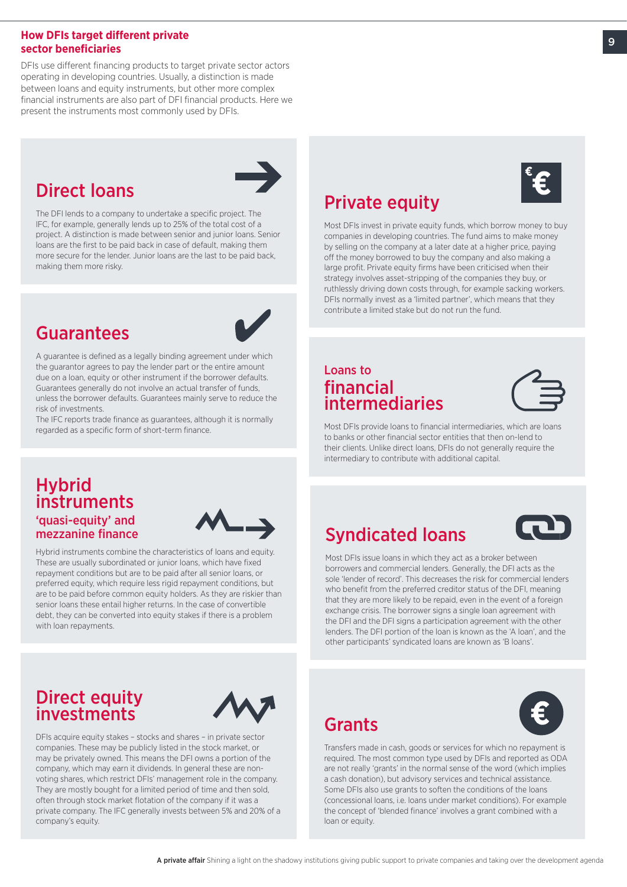## How DFIs target different private sector beneficiaries

DFIs use different financing products to target private sector actors operating in developing countries. Usually, a distinction is made between loans and equity instruments, but other more complex financial instruments are also part of DFI financial products. Here we present the instruments most commonly used by DFIs.

### Direct loans

The DFI lends to a company to undertake a specific project. The IFC, for example, generally lends up to 25% of the total cost of a project. A distinction is made between senior and junior loans. Senior loans are the first to be paid back in case of default, making them more secure for the lender. Junior loans are the last to be paid back, making them more risky.

### Guarantees

A guarantee is defined as a legally binding agreement under which the guarantor agrees to pay the lender part or the entire amount due on a loan, equity or other instrument if the borrower defaults. Guarantees generally do not involve an actual transfer of funds, unless the borrower defaults. Guarantees mainly serve to reduce the risk of investments.

The IFC reports trade finance as guarantees, although it is normally regarded as a specific form of short-term finance.

### Hybrid instruments

#### 'quasi-equity' and mezzanine finance

Hybrid instruments combine the characteristics of loans and equity. These are usually subordinated or junior loans, which have fixed repayment conditions but are to be paid after all senior loans, or preferred equity, which require less rigid repayment conditions, but are to be paid before common equity holders. As they are riskier than senior loans these entail higher returns. In the case of convertible debt, they can be converted into equity stakes if there is a problem with loan repayments.

### Direct equity investments

DFIs acquire equity stakes – stocks and shares – in private sector companies. These may be publicly listed in the stock market, or may be privately owned. This means the DFI owns a portion of the company, which may earn it dividends. In general these are non-voting shares, which restrict DFIs' management role in the company. They are mostly bought for a limited period of time and then sold, often through stock market flotation of the company if it was a private company. The IFC generally invests between 5% and 20% of a company's equity.

### Private equity

Most DFIs invest in private equity funds, which borrow money to buy companies in developing countries. The fund aims to make money by selling on the company at a later date at a higher price, paying off the money borrowed to buy the company and also making a large profit. Private equity firms have been criticised when their strategy involves asset-stripping of the companies they buy, or ruthlessly driving down costs through, for example sacking workers. DFIs normally invest as a 'limited partner', which means that they contribute a limited stake but do not run the fund.

### Loans to financial intermediaries

Most DFIs provide loans to financial intermediaries, which are loans to banks or other financial sector entities that then on-lend to their clients. Unlike direct loans, DFIs do not generally require the intermediary to contribute with additional capital.

### Syndicated loans

Most DFIs issue loans in which they act as a broker between borrowers and commercial lenders. Generally, the DFI acts as the sole 'lender of record'. This decreases the risk for commercial lenders who benefit from the preferred creditor status of the DFI, meaning that they are more likely to be repaid, even in the event of a foreign exchange crisis. The borrower signs a single loan agreement with the DFI and the DFI signs a participation agreement with the other lenders. The DFI portion of the loan is known as the 'A loan', and the other participants' syndicated loans are known as 'B loans'.

### Grants

Transfers made in cash, goods or services for which no repayment is required. The most common type used by DFIs and reported as ODA are not really 'grants' in the normal sense of the word (which implies a cash donation), but advisory services and technical assistance. Some DFIs also use grants to soften the conditions of the loans (concessional loans, i.e. loans under market conditions). For example the concept of 'blended finance' involves a grant combined with a loan or equity.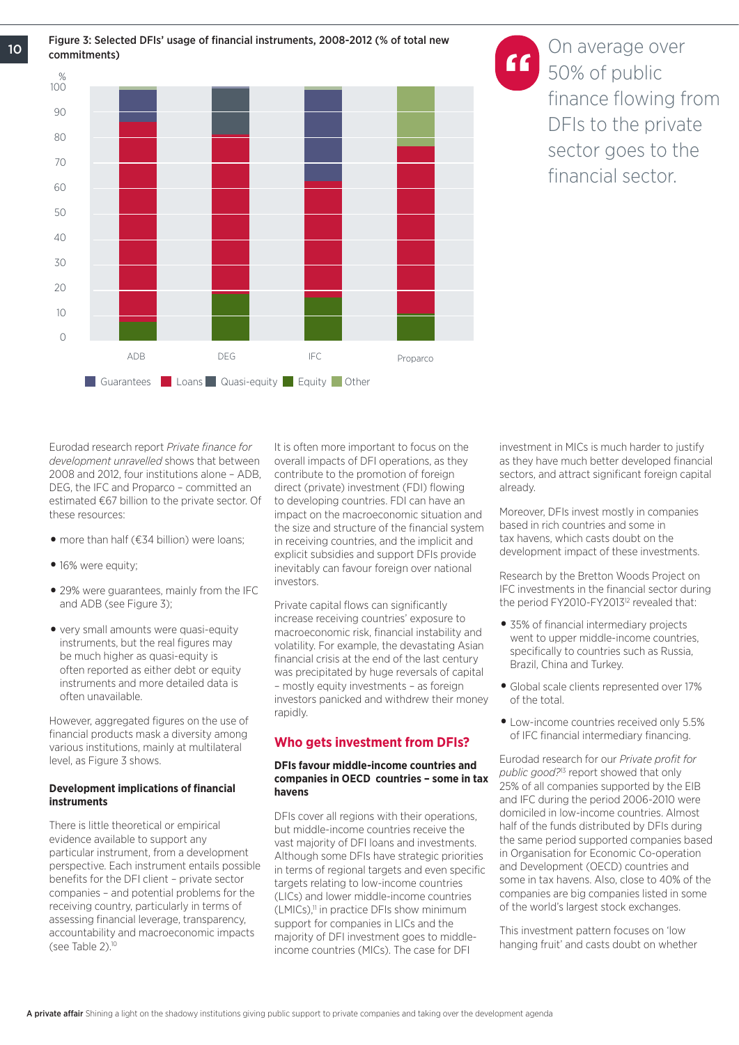**Figure 3: Selected DFIs' usage of financial instruments, 2008-2012 (% of total new commitments)**

%
100
90
80
70
60
50
40
30
20
10
0

ADB
DEG
IFC
Proparco

Guarantees
Loans
Quasi-equity
Equity
Other

> On average over 50% of public finance flowing from DFIs to the private sector goes to the financial sector.

Eurodad research report *Private finance for development unravelled* shows that between 2008 and 2012, four institutions alone – ADB, DEG, the IFC and Proparco – committed an estimated €67 billion to the private sector. Of these resources:

- more than half (€34 billion) were loans;
- 16% were equity;
- 29% were guarantees, mainly from the IFC and ADB (see Figure 3);
- very small amounts were quasi-equity instruments, but the real figures may be much higher as quasi-equity is often reported as either debt or equity instruments and more detailed data is often unavailable.

However, aggregated figures on the use of financial products mask a diversity among various institutions, mainly at multilateral level, as Figure 3 shows.

### Development implications of financial instruments

There is little theoretical or empirical evidence available to support any particular instrument, from a development perspective. Each instrument entails possible benefits for the DFI client – private sector companies – and potential problems for the receiving country, particularly in terms of assessing financial leverage, transparency, accountability and macroeconomic impacts (see Table 2).[10]

It is often more important to focus on the overall impacts of DFI operations, as they contribute to the promotion of foreign direct (private) investment (FDI) flowing to developing countries. FDI can have an impact on the macroeconomic situation and the size and structure of the financial system in receiving countries, and the implicit and explicit subsidies and support DFIs provide inevitably can favour foreign over national investors.

Private capital flows can significantly increase receiving countries' exposure to macroeconomic risk, financial instability and volatility. For example, the devastating Asian financial crisis at the end of the last century was precipitated by huge reversals of capital – mostly equity investments – as foreign investors panicked and withdrew their money rapidly.

## Who gets investment from DFIs?

### DFIs favour middle-income countries and companies in OECD countries – some in tax havens

DFIs cover all regions with their operations, but middle-income countries receive the vast majority of DFI loans and investments. Although some DFIs have strategic priorities in terms of regional targets and even specific targets relating to low-income countries (LICs) and lower middle-income countries (LMICs),[11] in practice DFIs show minimum support for companies in LICs and the majority of DFI investment goes to middle-income countries (MICs). The case for DFI investment in MICs is much harder to justify as they have much better developed financial sectors, and attract significant foreign capital already.

Moreover, DFIs invest mostly in companies based in rich countries and some in tax havens, which casts doubt on the development impact of these investments.

Research by the Bretton Woods Project on IFC investments in the financial sector during the period FY2010-FY2013[12] revealed that:

- 35% of financial intermediary projects went to upper middle-income countries, specifically to countries such as Russia, Brazil, China and Turkey.
- Global scale clients represented over 17% of the total.
- Low-income countries received only 5.5% of IFC financial intermediary financing.

Eurodad research for our *Private profit for public good?*[13] report showed that only 25% of all companies supported by the EIB and IFC during the period 2006-2010 were domiciled in low-income countries. Almost half of the funds distributed by DFIs during the same period supported companies based in Organisation for Economic Co-operation and Development (OECD) countries and some in tax havens. Also, close to 40% of the companies are big companies listed in some of the world's largest stock exchanges.

This investment pattern focuses on 'low hanging fruit' and casts doubt on whether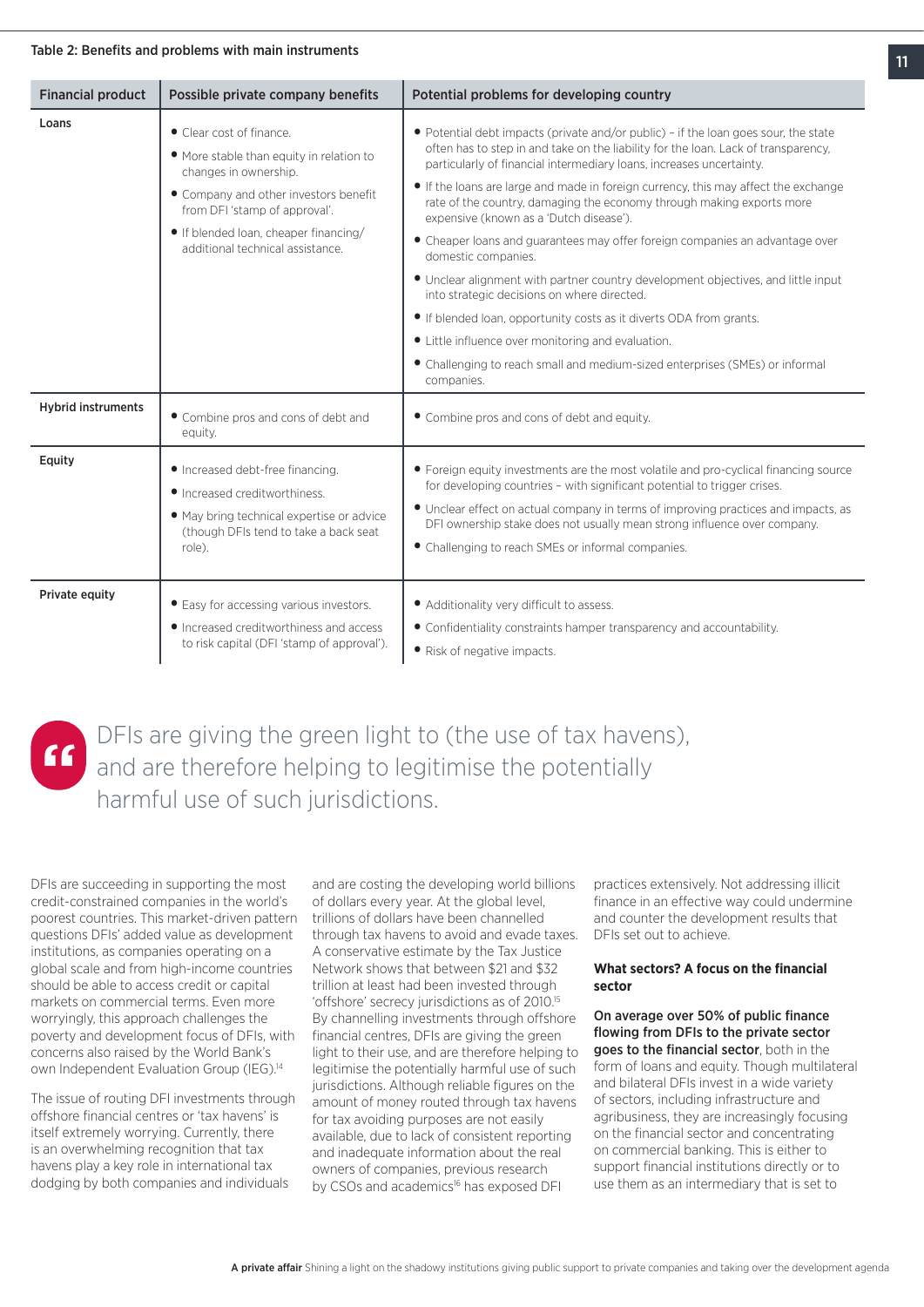**Table 2: Benefits and problems with main instruments**

| Financial product | Possible private company benefits | Potential problems for developing country |
|---|---|---|
| **Loans** | • Clear cost of finance.<br>• More stable than equity in relation to changes in ownership.<br>• Company and other investors benefit from DFI 'stamp of approval'.<br>• If blended loan, cheaper financing/ additional technical assistance. | • Potential debt impacts (private and/or public) – if the loan goes sour, the state often has to step in and take on the liability for the loan. Lack of transparency, particularly of financial intermediary loans, increases uncertainty.<br>• If the loans are large and made in foreign currency, this may affect the exchange rate of the country, damaging the economy through making exports more expensive (known as a 'Dutch disease').<br>• Cheaper loans and guarantees may offer foreign companies an advantage over domestic companies.<br>• Unclear alignment with partner country development objectives, and little input into strategic decisions on where directed.<br>• If blended loan, opportunity costs as it diverts ODA from grants.<br>• Little influence over monitoring and evaluation.<br>• Challenging to reach small and medium-sized enterprises (SMEs) or informal companies. |
| **Hybrid instruments** | • Combine pros and cons of debt and equity. | • Combine pros and cons of debt and equity. |
| **Equity** | • Increased debt-free financing.<br>• Increased creditworthiness.<br>• May bring technical expertise or advice (though DFIs tend to take a back seat role). | • Foreign equity investments are the most volatile and pro-cyclical financing source for developing countries – with significant potential to trigger crises.<br>• Unclear effect on actual company in terms of improving practices and impacts, as DFI ownership stake does not usually mean strong influence over company.<br>• Challenging to reach SMEs or informal companies. |
| **Private equity** | • Easy for accessing various investors.<br>• Increased creditworthiness and access to risk capital (DFI 'stamp of approval'). | • Additionality very difficult to assess.<br>• Confidentiality constraints hamper transparency and accountability.<br>• Risk of negative impacts. |

> DFIs are giving the green light to (the use of tax havens), and are therefore helping to legitimise the potentially harmful use of such jurisdictions.

DFIs are succeeding in supporting the most credit-constrained companies in the world's poorest countries. This market-driven pattern questions DFIs' added value as development institutions, as companies operating on a global scale and from high-income countries should be able to access credit or capital markets on commercial terms. Even more worryingly, this approach challenges the poverty and development focus of DFIs, with concerns also raised by the World Bank's own Independent Evaluation Group (IEG).[14]

The issue of routing DFI investments through offshore financial centres or 'tax havens' is itself extremely worrying. Currently, there is an overwhelming recognition that tax havens play a key role in international tax dodging by both companies and individuals and are costing the developing world billions of dollars every year. At the global level, trillions of dollars have been channelled through tax havens to avoid and evade taxes. A conservative estimate by the Tax Justice Network shows that between \$21 and \$32 trillion at least had been invested through 'offshore' secrecy jurisdictions as of 2010.[15] By channelling investments through offshore financial centres, DFIs are giving the green light to their use, and are therefore helping to legitimise the potentially harmful use of such jurisdictions. Although reliable figures on the amount of money routed through tax havens for tax avoiding purposes are not easily available, due to lack of consistent reporting and inadequate information about the real owners of companies, previous research by CSOs and academics[16] has exposed DFI practices extensively. Not addressing illicit finance in an effective way could undermine and counter the development results that DFIs set out to achieve.

### What sectors? A focus on the financial sector

**On average over 50% of public finance flowing from DFIs to the private sector goes to the financial sector**, both in the form of loans and equity. Though multilateral and bilateral DFIs invest in a wide variety of sectors, including infrastructure and agribusiness, they are increasingly focusing on the financial sector and concentrating on commercial banking. This is either to support financial institutions directly or to use them as an intermediary that is set to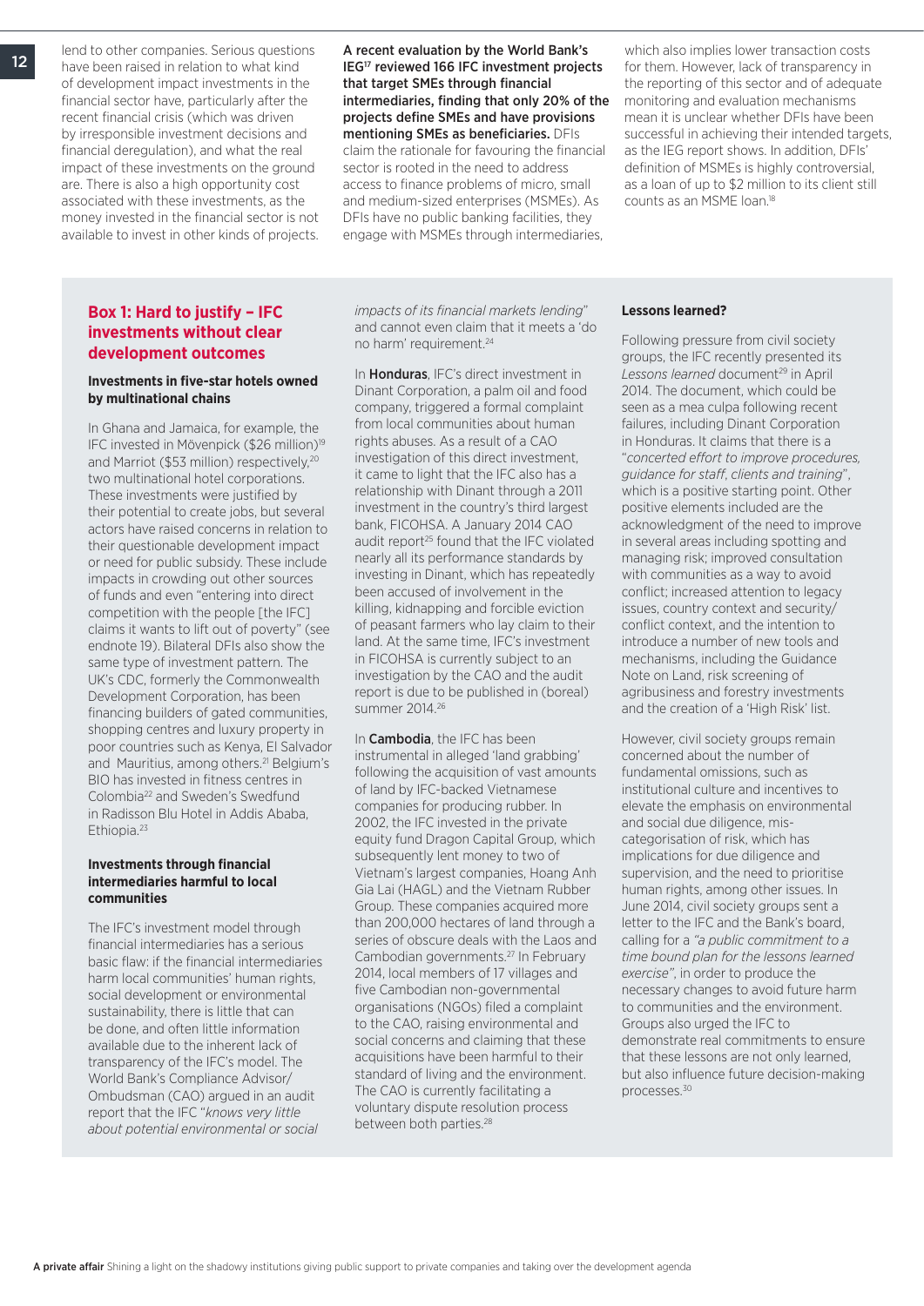lend to other companies. Serious questions have been raised in relation to what kind of development impact investments in the financial sector have, particularly after the recent financial crisis (which was driven by irresponsible investment decisions and financial deregulation), and what the real impact of these investments on the ground are. There is also a high opportunity cost associated with these investments, as the money invested in the financial sector is not available to invest in other kinds of projects.

**A recent evaluation by the World Bank's IEG[17] reviewed 166 IFC investment projects that target SMEs through financial intermediaries, finding that only 20% of the projects define SMEs and have provisions mentioning SMEs as beneficiaries.** DFIs claim the rationale for favouring the financial sector is rooted in the need to address access to finance problems of micro, small and medium-sized enterprises (MSMEs). As DFIs have no public banking facilities, they engage with MSMEs through intermediaries, which also implies lower transaction costs for them. However, lack of transparency in the reporting of this sector and of adequate monitoring and evaluation mechanisms mean it is unclear whether DFIs have been successful in achieving their intended targets, as the IEG report shows. In addition, DFIs' definition of MSMEs is highly controversial, as a loan of up to $2 million to its client still counts as an MSME loan.[18]

## Box 1: Hard to justify – IFC investments without clear development outcomes

### Investments in five-star hotels owned by multinational chains

In Ghana and Jamaica, for example, the IFC invested in Mövenpick ($26 million)[19] and Marriot ($53 million) respectively,[20] two multinational hotel corporations. These investments were justified by their potential to create jobs, but several actors have raised concerns in relation to their questionable development impact or need for public subsidy. These include impacts in crowding out other sources of funds and even "entering into direct competition with the people [the IFC] claims it wants to lift out of poverty" (see endnote 19). Bilateral DFIs also show the same type of investment pattern. The UK's CDC, formerly the Commonwealth Development Corporation, has been financing builders of gated communities, shopping centres and luxury property in poor countries such as Kenya, El Salvador and Mauritius, among others.[21] Belgium's BIO has invested in fitness centres in Colombia[22] and Sweden's Swedfund in Radisson Blu Hotel in Addis Ababa, Ethiopia.[23]

### Investments through financial intermediaries harmful to local communities

The IFC's investment model through financial intermediaries has a serious basic flaw: if the financial intermediaries harm local communities' human rights, social development or environmental sustainability, there is little that can be done, and often little information available due to the inherent lack of transparency of the IFC's model. The World Bank's Compliance Advisor/Ombudsman (CAO) argued in an audit report that the IFC "*knows very little about potential environmental or social impacts of its financial markets lending*" and cannot even claim that it meets a 'do no harm' requirement.[24]

In **Honduras**, IFC's direct investment in Dinant Corporation, a palm oil and food company, triggered a formal complaint from local communities about human rights abuses. As a result of a CAO investigation of this direct investment, it came to light that the IFC also has a relationship with Dinant through a 2011 investment in the country's third largest bank, FICOHSA. A January 2014 CAO audit report[25] found that the IFC violated nearly all its performance standards by investing in Dinant, which has repeatedly been accused of involvement in the killing, kidnapping and forcible eviction of peasant farmers who lay claim to their land. At the same time, IFC's investment in FICOHSA is currently subject to an investigation by the CAO and the audit report is due to be published in (boreal) summer 2014.[26]

In **Cambodia**, the IFC has been instrumental in alleged 'land grabbing' following the acquisition of vast amounts of land by IFC-backed Vietnamese companies for producing rubber. In 2002, the IFC invested in the private equity fund Dragon Capital Group, which subsequently lent money to two of Vietnam's largest companies, Hoang Anh Gia Lai (HAGL) and the Vietnam Rubber Group. These companies acquired more than 200,000 hectares of land through a series of obscure deals with the Laos and Cambodian governments.[27] In February 2014, local members of 17 villages and five Cambodian non-governmental organisations (NGOs) filed a complaint to the CAO, raising environmental and social concerns and claiming that these acquisitions have been harmful to their standard of living and the environment. The CAO is currently facilitating a voluntary dispute resolution process between both parties.[28]

### Lessons learned?

Following pressure from civil society groups, the IFC recently presented its *Lessons learned* document[29] in April 2014. The document, which could be seen as a mea culpa following recent failures, including Dinant Corporation in Honduras. It claims that there is a "*concerted effort to improve procedures, guidance for staff, clients and training*", which is a positive starting point. Other positive elements included are the acknowledgment of the need to improve in several areas including spotting and managing risk; improved consultation with communities as a way to avoid conflict; increased attention to legacy issues, country context and security/conflict context, and the intention to introduce a number of new tools and mechanisms, including the Guidance Note on Land, risk screening of agribusiness and forestry investments and the creation of a 'High Risk' list.

However, civil society groups remain concerned about the number of fundamental omissions, such as institutional culture and incentives to elevate the emphasis on environmental and social due diligence, mis-categorisation of risk, which has implications for due diligence and supervision, and the need to prioritise human rights, among other issues. In June 2014, civil society groups sent a letter to the IFC and the Bank's board, calling for a *"a public commitment to a time bound plan for the lessons learned exercise"*, in order to produce the necessary changes to avoid future harm to communities and the environment. Groups also urged the IFC to demonstrate real commitments to ensure that these lessons are not only learned, but also influence future decision-making processes.[30]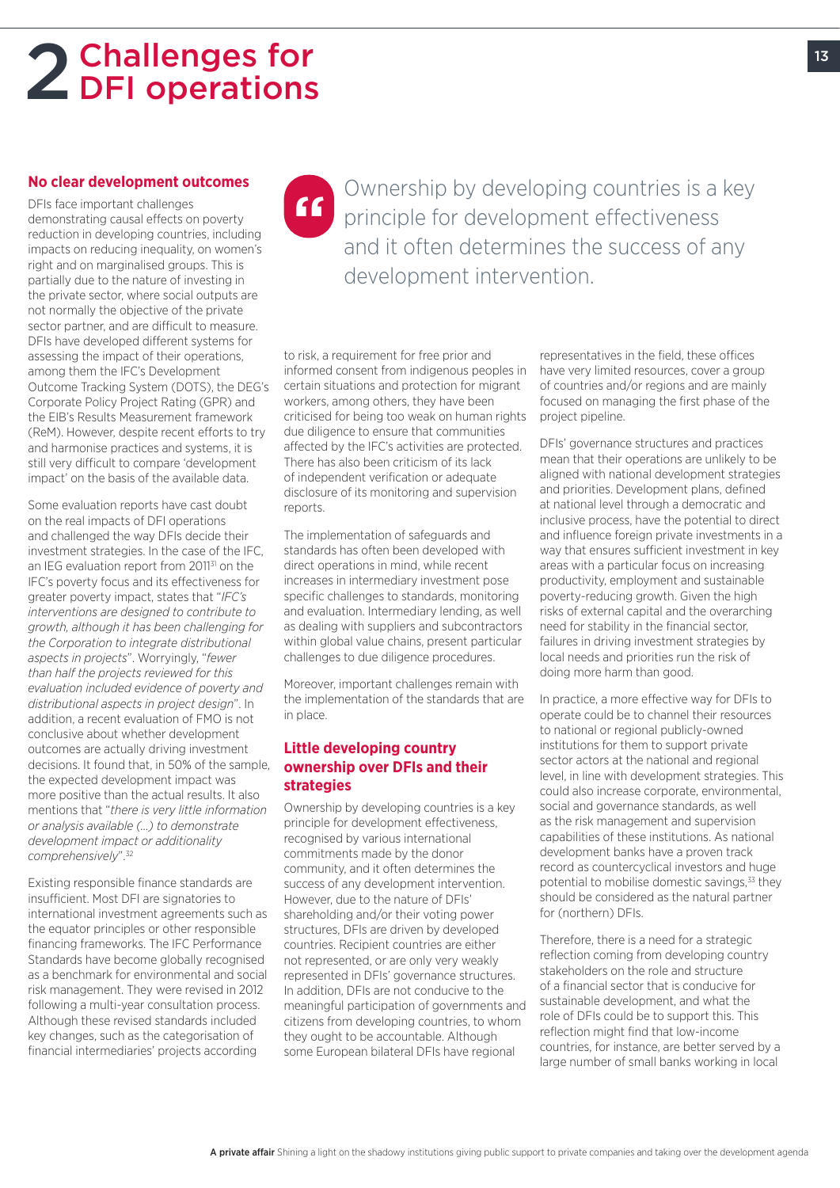# 2 Challenges for DFI operations

## No clear development outcomes

DFIs face important challenges demonstrating causal effects on poverty reduction in developing countries, including impacts on reducing inequality, on women's right and on marginalised groups. This is partially due to the nature of investing in the private sector, where social outputs are not normally the objective of the private sector partner, and are difficult to measure. DFIs have developed different systems for assessing the impact of their operations, among them the IFC's Development Outcome Tracking System (DOTS), the DEG's Corporate Policy Project Rating (GPR) and the EIB's Results Measurement framework (ReM). However, despite recent efforts to try and harmonise practices and systems, it is still very difficult to compare 'development impact' on the basis of the available data.

Some evaluation reports have cast doubt on the real impacts of DFI operations and challenged the way DFIs decide their investment strategies. In the case of the IFC, an IEG evaluation report from 2011[31] on the IFC's poverty focus and its effectiveness for greater poverty impact, states that "*IFC's interventions are designed to contribute to growth, although it has been challenging for the Corporation to integrate distributional aspects in projects*". Worryingly, "*fewer than half the projects reviewed for this evaluation included evidence of poverty and distributional aspects in project design*". In addition, a recent evaluation of FMO is not conclusive about whether development outcomes are actually driving investment decisions. It found that, in 50% of the sample, the expected development impact was more positive than the actual results. It also mentions that "*there is very little information or analysis available (…) to demonstrate development impact or additionality comprehensively*".[32]

Existing responsible finance standards are insufficient. Most DFI are signatories to international investment agreements such as the equator principles or other responsible financing frameworks. The IFC Performance Standards have become globally recognised as a benchmark for environmental and social risk management. They were revised in 2012 following a multi-year consultation process. Although these revised standards included key changes, such as the categorisation of financial intermediaries' projects according to risk, a requirement for free prior and informed consent from indigenous peoples in certain situations and protection for migrant workers, among others, they have been criticised for being too weak on human rights due diligence to ensure that communities affected by the IFC's activities are protected. There has also been criticism of its lack of independent verification or adequate disclosure of its monitoring and supervision reports.

The implementation of safeguards and standards has often been developed with direct operations in mind, while recent increases in intermediary investment pose specific challenges to standards, monitoring and evaluation. Intermediary lending, as well as dealing with suppliers and subcontractors within global value chains, present particular challenges to due diligence procedures.

Moreover, important challenges remain with the implementation of the standards that are in place.

> Ownership by developing countries is a key principle for development effectiveness and it often determines the success of any development intervention.

## Little developing country ownership over DFIs and their strategies

Ownership by developing countries is a key principle for development effectiveness, recognised by various international commitments made by the donor community, and it often determines the success of any development intervention. However, due to the nature of DFIs' shareholding and/or their voting power structures, DFIs are driven by developed countries. Recipient countries are either not represented, or are only very weakly represented in DFIs' governance structures. In addition, DFIs are not conducive to the meaningful participation of governments and citizens from developing countries, to whom they ought to be accountable. Although some European bilateral DFIs have regional representatives in the field, these offices have very limited resources, cover a group of countries and/or regions and are mainly focused on managing the first phase of the project pipeline.

DFIs' governance structures and practices mean that their operations are unlikely to be aligned with national development strategies and priorities. Development plans, defined at national level through a democratic and inclusive process, have the potential to direct and influence foreign private investments in a way that ensures sufficient investment in key areas with a particular focus on increasing productivity, employment and sustainable poverty-reducing growth. Given the high risks of external capital and the overarching need for stability in the financial sector, failures in driving investment strategies by local needs and priorities run the risk of doing more harm than good.

In practice, a more effective way for DFIs to operate could be to channel their resources to national or regional publicly-owned institutions for them to support private sector actors at the national and regional level, in line with development strategies. This could also increase corporate, environmental, social and governance standards, as well as the risk management and supervision capabilities of these institutions. As national development banks have a proven track record as countercyclical investors and huge potential to mobilise domestic savings,[33] they should be considered as the natural partner for (northern) DFIs.

Therefore, there is a need for a strategic reflection coming from developing country stakeholders on the role and structure of a financial sector that is conducive for sustainable development, and what the role of DFIs could be to support this. This reflection might find that low-income countries, for instance, are better served by a large number of small banks working in local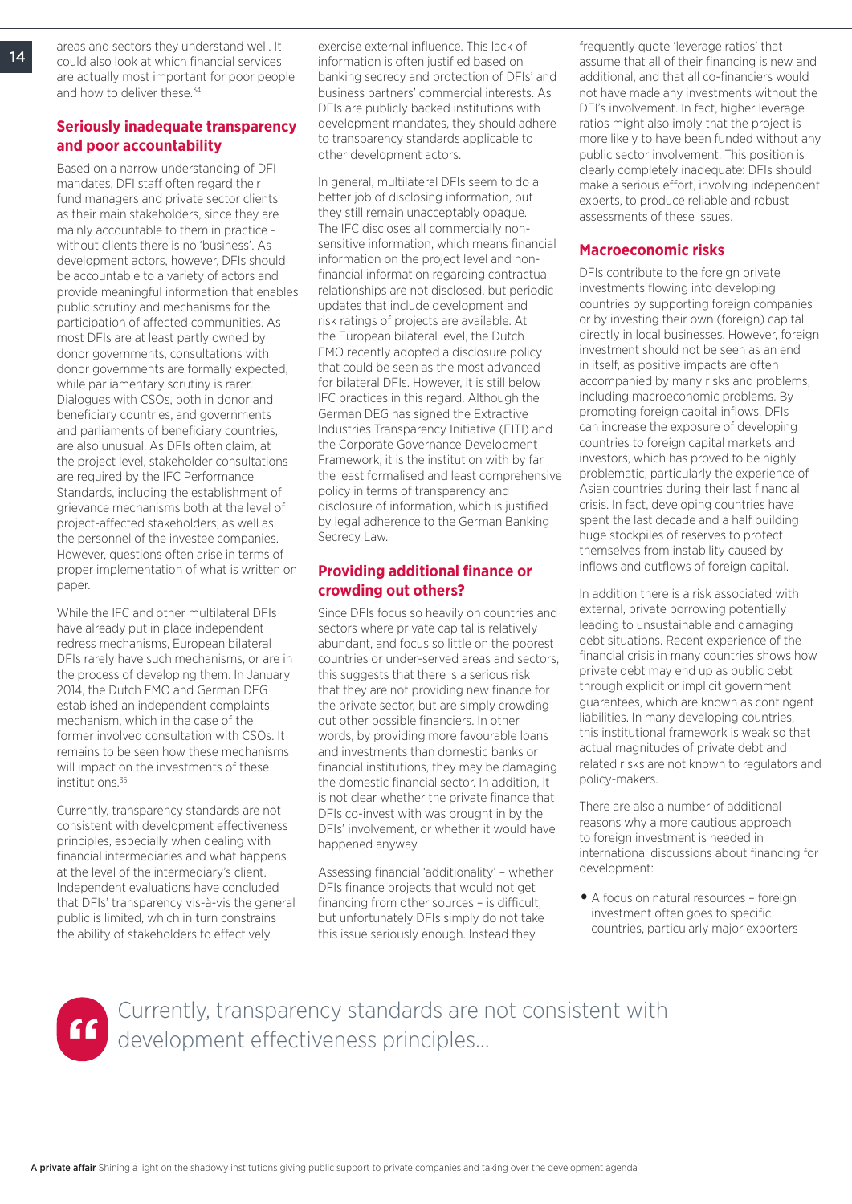areas and sectors they understand well. It could also look at which financial services are actually most important for poor people and how to deliver these.[34]

## Seriously inadequate transparency and poor accountability

Based on a narrow understanding of DFI mandates, DFI staff often regard their fund managers and private sector clients as their main stakeholders, since they are mainly accountable to them in practice - without clients there is no 'business'. As development actors, however, DFIs should be accountable to a variety of actors and provide meaningful information that enables public scrutiny and mechanisms for the participation of affected communities. As most DFIs are at least partly owned by donor governments, consultations with donor governments are formally expected, while parliamentary scrutiny is rarer. Dialogues with CSOs, both in donor and beneficiary countries, and governments and parliaments of beneficiary countries, are also unusual. As DFIs often claim, at the project level, stakeholder consultations are required by the IFC Performance Standards, including the establishment of grievance mechanisms both at the level of project-affected stakeholders, as well as the personnel of the investee companies. However, questions often arise in terms of proper implementation of what is written on paper.

While the IFC and other multilateral DFIs have already put in place independent redress mechanisms, European bilateral DFIs rarely have such mechanisms, or are in the process of developing them. In January 2014, the Dutch FMO and German DEG established an independent complaints mechanism, which in the case of the former involved consultation with CSOs. It remains to be seen how these mechanisms will impact on the investments of these institutions.[35]

Currently, transparency standards are not consistent with development effectiveness principles, especially when dealing with financial intermediaries and what happens at the level of the intermediary's client. Independent evaluations have concluded that DFIs' transparency vis-à-vis the general public is limited, which in turn constrains the ability of stakeholders to effectively exercise external influence. This lack of information is often justified based on banking secrecy and protection of DFIs' and business partners' commercial interests. As DFIs are publicly backed institutions with development mandates, they should adhere to transparency standards applicable to other development actors.

In general, multilateral DFIs seem to do a better job of disclosing information, but they still remain unacceptably opaque. The IFC discloses all commercially non-sensitive information, which means financial information on the project level and non-financial information regarding contractual relationships are not disclosed, but periodic updates that include development and risk ratings of projects are available. At the European bilateral level, the Dutch FMO recently adopted a disclosure policy that could be seen as the most advanced for bilateral DFIs. However, it is still below IFC practices in this regard. Although the German DEG has signed the Extractive Industries Transparency Initiative (EITI) and the Corporate Governance Development Framework, it is the institution with by far the least formalised and least comprehensive policy in terms of transparency and disclosure of information, which is justified by legal adherence to the German Banking Secrecy Law.

## Providing additional finance or crowding out others?

Since DFIs focus so heavily on countries and sectors where private capital is relatively abundant, and focus so little on the poorest countries or under-served areas and sectors, this suggests that there is a serious risk that they are not providing new finance for the private sector, but are simply crowding out other possible financiers. In other words, by providing more favourable loans and investments than domestic banks or financial institutions, they may be damaging the domestic financial sector. In addition, it is not clear whether the private finance that DFIs co-invest with was brought in by the DFIs' involvement, or whether it would have happened anyway.

Assessing financial 'additionality' – whether DFIs finance projects that would not get financing from other sources – is difficult, but unfortunately DFIs simply do not take this issue seriously enough. Instead they frequently quote 'leverage ratios' that assume that all of their financing is new and additional, and that all co-financiers would not have made any investments without the DFI's involvement. In fact, higher leverage ratios might also imply that the project is more likely to have been funded without any public sector involvement. This position is clearly completely inadequate: DFIs should make a serious effort, involving independent experts, to produce reliable and robust assessments of these issues.

## Macroeconomic risks

DFIs contribute to the foreign private investments flowing into developing countries by supporting foreign companies or by investing their own (foreign) capital directly in local businesses. However, foreign investment should not be seen as an end in itself, as positive impacts are often accompanied by many risks and problems, including macroeconomic problems. By promoting foreign capital inflows, DFIs can increase the exposure of developing countries to foreign capital markets and investors, which has proved to be highly problematic, particularly the experience of Asian countries during their last financial crisis. In fact, developing countries have spent the last decade and a half building huge stockpiles of reserves to protect themselves from instability caused by inflows and outflows of foreign capital.

In addition there is a risk associated with external, private borrowing potentially leading to unsustainable and damaging debt situations. Recent experience of the financial crisis in many countries shows how private debt may end up as public debt through explicit or implicit government guarantees, which are known as contingent liabilities. In many developing countries, this institutional framework is weak so that actual magnitudes of private debt and related risks are not known to regulators and policy-makers.

There are also a number of additional reasons why a more cautious approach to foreign investment is needed in international discussions about financing for development:

- A focus on natural resources – foreign investment often goes to specific countries, particularly major exporters

> Currently, transparency standards are not consistent with development effectiveness principles...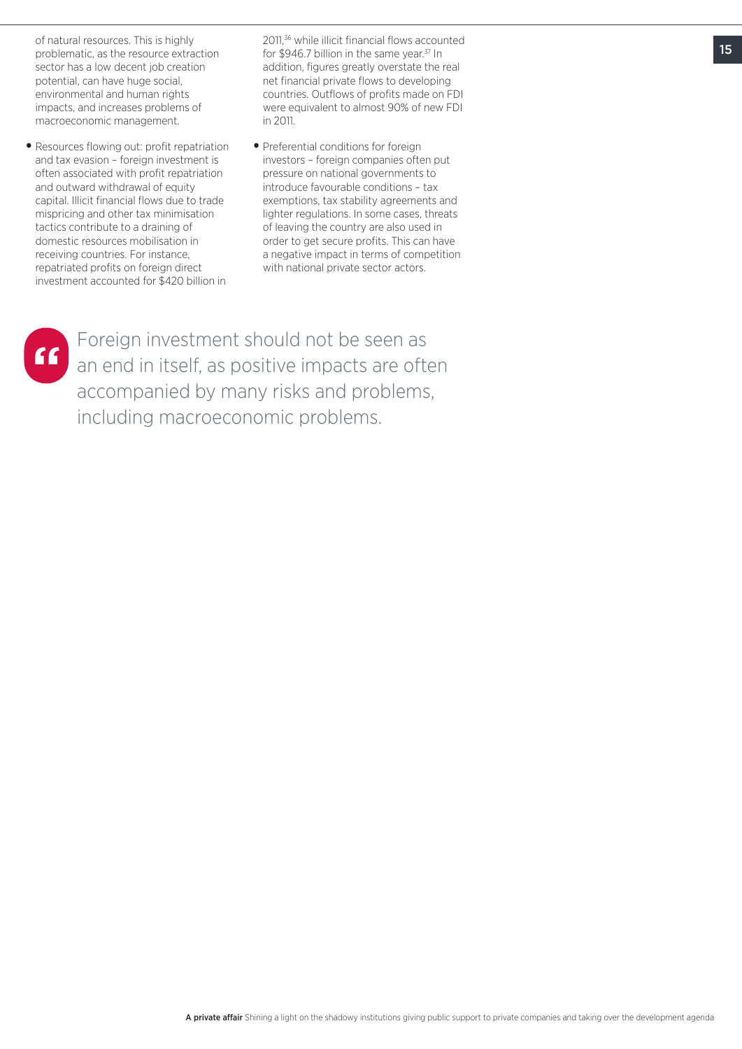of natural resources. This is highly problematic, as the resource extraction sector has a low decent job creation potential, can have huge social, environmental and human rights impacts, and increases problems of macroeconomic management.

- Resources flowing out: profit repatriation and tax evasion – foreign investment is often associated with profit repatriation and outward withdrawal of equity capital. Illicit financial flows due to trade mispricing and other tax minimisation tactics contribute to a draining of domestic resources mobilisation in receiving countries. For instance, repatriated profits on foreign direct investment accounted for $420 billion in 2011,[36] while illicit financial flows accounted for $946.7 billion in the same year.[37] In addition, figures greatly overstate the real net financial private flows to developing countries. Outflows of profits made on FDI were equivalent to almost 90% of new FDI in 2011.
- Preferential conditions for foreign investors – foreign companies often put pressure on national governments to introduce favourable conditions – tax exemptions, tax stability agreements and lighter regulations. In some cases, threats of leaving the country are also used in order to get secure profits. This can have a negative impact in terms of competition with national private sector actors.

> Foreign investment should not be seen as an end in itself, as positive impacts are often accompanied by many risks and problems, including macroeconomic problems.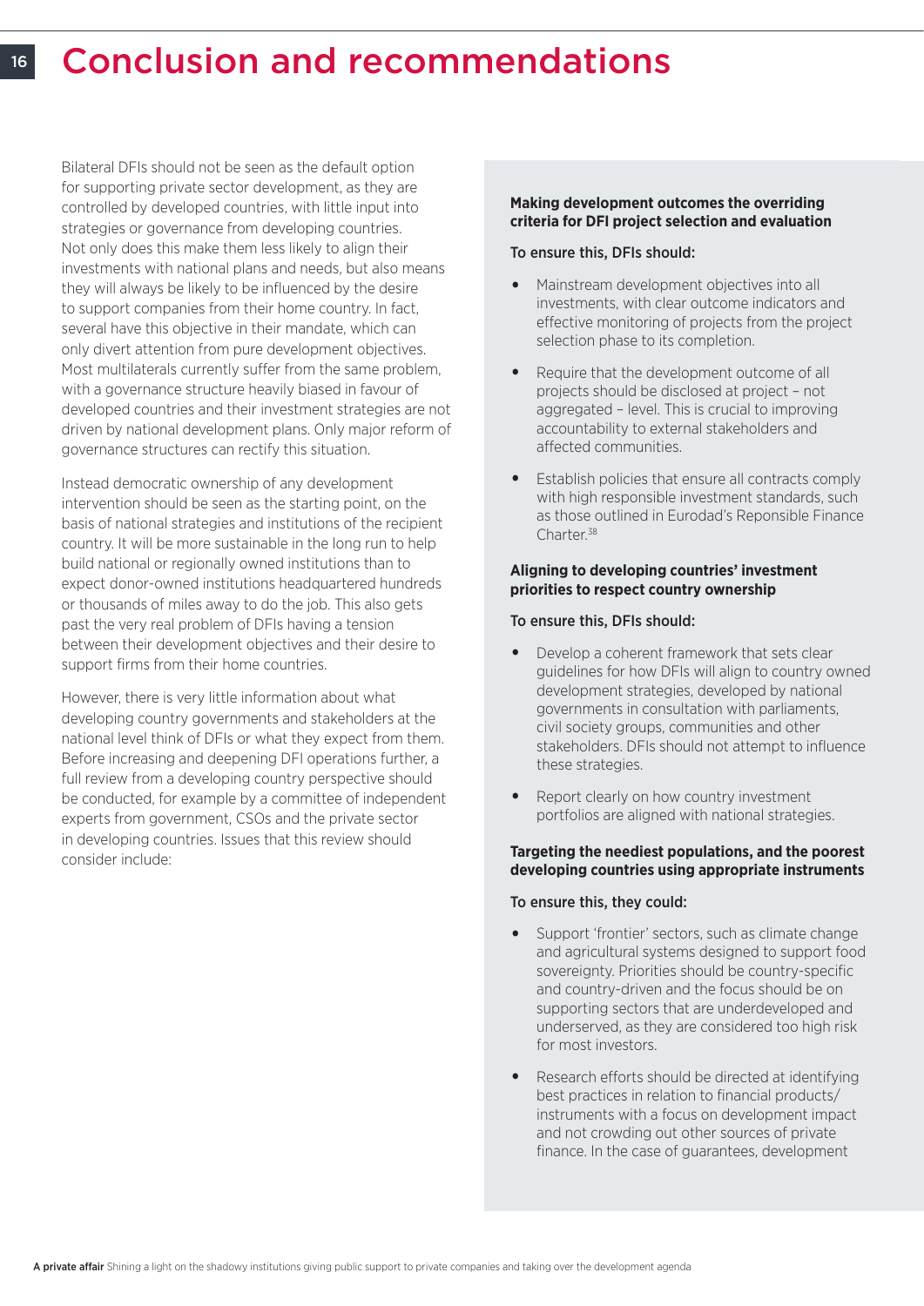# Conclusion and recommendations

Bilateral DFIs should not be seen as the default option for supporting private sector development, as they are controlled by developed countries, with little input into strategies or governance from developing countries. Not only does this make them less likely to align their investments with national plans and needs, but also means they will always be likely to be influenced by the desire to support companies from their home country. In fact, several have this objective in their mandate, which can only divert attention from pure development objectives. Most multilaterals currently suffer from the same problem, with a governance structure heavily biased in favour of developed countries and their investment strategies are not driven by national development plans. Only major reform of governance structures can rectify this situation.

Instead democratic ownership of any development intervention should be seen as the starting point, on the basis of national strategies and institutions of the recipient country. It will be more sustainable in the long run to help build national or regionally owned institutions than to expect donor-owned institutions headquartered hundreds or thousands of miles away to do the job. This also gets past the very real problem of DFIs having a tension between their development objectives and their desire to support firms from their home countries.

However, there is very little information about what developing country governments and stakeholders at the national level think of DFIs or what they expect from them. Before increasing and deepening DFI operations further, a full review from a developing country perspective should be conducted, for example by a committee of independent experts from government, CSOs and the private sector in developing countries. Issues that this review should consider include:

**Making development outcomes the overriding criteria for DFI project selection and evaluation**

**To ensure this, DFIs should:**

- Mainstream development objectives into all investments, with clear outcome indicators and effective monitoring of projects from the project selection phase to its completion.
- Require that the development outcome of all projects should be disclosed at project – not aggregated – level. This is crucial to improving accountability to external stakeholders and affected communities.
- Establish policies that ensure all contracts comply with high responsible investment standards, such as those outlined in Eurodad's Reponsible Finance Charter.[38]

**Aligning to developing countries' investment priorities to respect country ownership**

**To ensure this, DFIs should:**

- Develop a coherent framework that sets clear guidelines for how DFIs will align to country owned development strategies, developed by national governments in consultation with parliaments, civil society groups, communities and other stakeholders. DFIs should not attempt to influence these strategies.
- Report clearly on how country investment portfolios are aligned with national strategies.

**Targeting the neediest populations, and the poorest developing countries using appropriate instruments**

**To ensure this, they could:**

- Support 'frontier' sectors, such as climate change and agricultural systems designed to support food sovereignty. Priorities should be country-specific and country-driven and the focus should be on supporting sectors that are underdeveloped and underserved, as they are considered too high risk for most investors.
- Research efforts should be directed at identifying best practices in relation to financial products/ instruments with a focus on development impact and not crowding out other sources of private finance. In the case of guarantees, development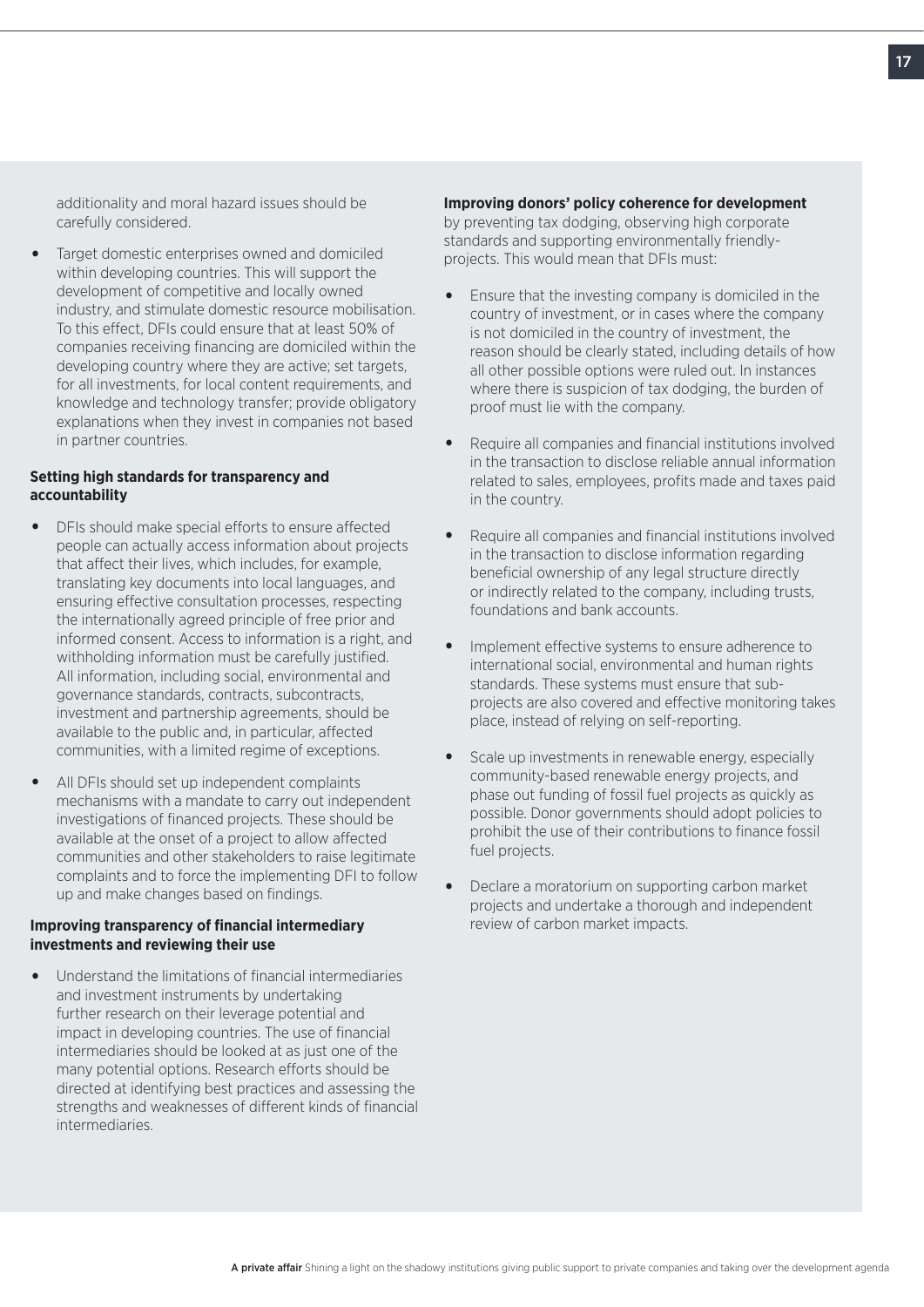additionality and moral hazard issues should be carefully considered.

- Target domestic enterprises owned and domiciled within developing countries. This will support the development of competitive and locally owned industry, and stimulate domestic resource mobilisation. To this effect, DFIs could ensure that at least 50% of companies receiving financing are domiciled within the developing country where they are active; set targets, for all investments, for local content requirements, and knowledge and technology transfer; provide obligatory explanations when they invest in companies not based in partner countries.

**Setting high standards for transparency and accountability**

- DFIs should make special efforts to ensure affected people can actually access information about projects that affect their lives, which includes, for example, translating key documents into local languages, and ensuring effective consultation processes, respecting the internationally agreed principle of free prior and informed consent. Access to information is a right, and withholding information must be carefully justified. All information, including social, environmental and governance standards, contracts, subcontracts, investment and partnership agreements, should be available to the public and, in particular, affected communities, with a limited regime of exceptions.
- All DFIs should set up independent complaints mechanisms with a mandate to carry out independent investigations of financed projects. These should be available at the onset of a project to allow affected communities and other stakeholders to raise legitimate complaints and to force the implementing DFI to follow up and make changes based on findings.

**Improving transparency of financial intermediary investments and reviewing their use**

- Understand the limitations of financial intermediaries and investment instruments by undertaking further research on their leverage potential and impact in developing countries. The use of financial intermediaries should be looked at as just one of the many potential options. Research efforts should be directed at identifying best practices and assessing the strengths and weaknesses of different kinds of financial intermediaries.

**Improving donors' policy coherence for development** by preventing tax dodging, observing high corporate standards and supporting environmentally friendly-projects. This would mean that DFIs must:

- Ensure that the investing company is domiciled in the country of investment, or in cases where the company is not domiciled in the country of investment, the reason should be clearly stated, including details of how all other possible options were ruled out. In instances where there is suspicion of tax dodging, the burden of proof must lie with the company.
- Require all companies and financial institutions involved in the transaction to disclose reliable annual information related to sales, employees, profits made and taxes paid in the country.
- Require all companies and financial institutions involved in the transaction to disclose information regarding beneficial ownership of any legal structure directly or indirectly related to the company, including trusts, foundations and bank accounts.
- Implement effective systems to ensure adherence to international social, environmental and human rights standards. These systems must ensure that sub-projects are also covered and effective monitoring takes place, instead of relying on self-reporting.
- Scale up investments in renewable energy, especially community-based renewable energy projects, and phase out funding of fossil fuel projects as quickly as possible. Donor governments should adopt policies to prohibit the use of their contributions to finance fossil fuel projects.
- Declare a moratorium on supporting carbon market projects and undertake a thorough and independent review of carbon market impacts.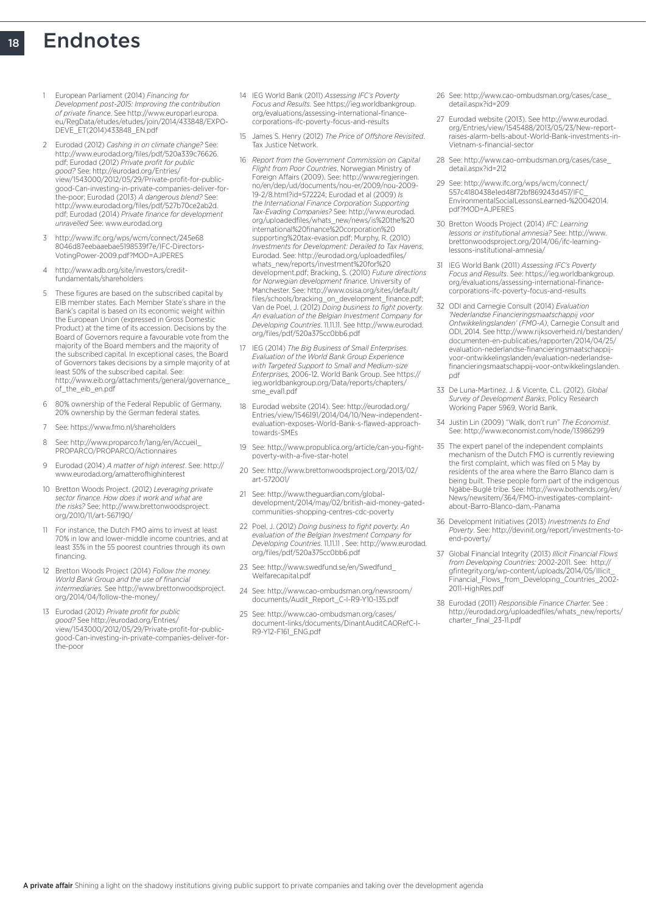# Endnotes

1. European Parliament (2014) *Financing for Development post-2015: Improving the contribution of private finance*. See http://www.europarl.europa.eu/RegData/etudes/etudes/join/2014/433848/EXPO-DEVE_ET(2014)433848_EN.pdf

2. Eurodad (2012) *Cashing in on climate change?* See: http://www.eurodad.org/files/pdf/520a339c76626.pdf; Eurodad (2012) *Private profit for public good?* See: http://eurodad.org/Entries/view/1543000/2012/05/29/Private-profit-for-public-good-Can-investing-in-private-companies-deliver-for-the-poor; Eurodad (2013) *A dangerous blend?* See: http://www.eurodad.org/files/pdf/527b70ce2ab2d.pdf; Eurodad (2014) *Private finance for development unravelled* See: www.eurodad.org

3. http://www.ifc.org/wps/wcm/connect/245e688046d87eebaaebae5198539f7e/IFC-Directors-VotingPower-2009.pdf?MOD=AJPERES

4. http://www.adb.org/site/investors/credit-fundamentals/shareholders

5. These figures are based on the subscribed capital by EIB member states. Each Member State's share in the Bank's capital is based on its economic weight within the European Union (expressed in Gross Domestic Product) at the time of its accession. Decisions by the Board of Governors require a favourable vote from the majority of the Board members and the majority of the subscribed capital. In exceptional cases, the Board of Governors takes decisions by a simple majority of at least 50% of the subscribed capital. See: http://www.eib.org/attachments/general/governance_of_the_eib_en.pdf

6. 80% ownership of the Federal Republic of Germany, 20% ownership by the German federal states.

7. See: https://www.fmo.nl/shareholders

8. See: http://www.proparco.fr/lang/en/Accueil_PROPARCO/PROPARCO/Actionnaires

9. Eurodad (2014) *A matter of high interest*. See: http://www.eurodad.org/amatterofhighinterest

10. Bretton Woods Project. (2012) *Leveraging private sector finance. How does it work and what are the risks?* See: http://www.brettonwoodsproject.org/2010/11/art-567190/

11. For instance, the Dutch FMO aims to invest at least 70% in low and lower-middle income countries, and at least 35% in the 55 poorest countries through its own financing.

12. Bretton Woods Project (2014) *Follow the money. World Bank Group and the use of financial intermediaries.* See http://www.brettonwoodsproject.org/2014/04/follow-the-money/

13. Eurodad (2012) *Private profit for public good?* See http://eurodad.org/Entries/view/1543000/2012/05/29/Private-profit-for-public-good-Can-investing-in-private-companies-deliver-for-the-poor

14. IEG World Bank (2011) *Assessing IFC's Poverty Focus and Results*. See https://ieg.worldbankgroup.org/evaluations/assessing-international-finance-corporations-ifc-poverty-focus-and-results

15. James S. Henry (2012) *The Price of Offshore Revisited*. Tax Justice Network.

16. *Report from the Government Commission on Capital Flight from Poor Countries*. Norwegian Ministry of Foreign Affairs (2009). See: http://www.regjeringen.no/en/dep/ud/documents/nou-er/2009/nou-2009-19-2/8.html?id=572224; Eurodad et al (2009) *Is the International Finance Corporation Supporting Tax-Evading Companies?* See: http://www.eurodad.org/uploadedfiles/whats_new/news/is%20the%20international%20finance%20corporation%20supporting%20tax-evasion.pdf; Murphy, R. (2010) *Investments for Development: Derailed to Tax Havens*, Eurodad. See: http://eurodad.org/uploadedfiles/whats_new/reports/investment%20for%20development.pdf; Bracking, S. (2010) *Future directions for Norwegian development finance*. University of Manchester. See: http://www.osisa.org/sites/default/files/schools/bracking_on_development_finance.pdf; Van de Poel, J. (2012) *Doing business to fight poverty. An evaluation of the Belgian Investment Company for Developing Countries*. 11.11.11. See http://www.eurodad.org/files/pdf/520a375cc0bb6.pdf

17. IEG (2014) *The Big Business of Small Enterprises. Evaluation of the World Bank Group Experience with Targeted Support to Small and Medium-size Enterprises*, 2006-12. World Bank Group. See https://ieg.worldbankgroup.org/Data/reports/chapters/sme_eval1.pdf

18. Eurodad website (2014). See: http://eurodad.org/Entries/view/1546191/2014/04/10/New-independent-evaluation-exposes-World-Bank-s-flawed-approach-towards-SMEs

19. See: http://www.propublica.org/article/can-you-fight-poverty-with-a-five-star-hotel

20. See: http://www.brettonwoodsproject.org/2013/02/art-572001/

21. See: http://www.theguardian.com/global-development/2014/may/02/british-aid-money-gated-communities-shopping-centres-cdc-poverty

22. Poel, J. (2012) *Doing business to fight poverty. An evaluation of the Belgian Investment Company for Developing Countries*. 11.11.11 . See: http://www.eurodad.org/files/pdf/520a375cc0bb6.pdf

23. See: http://www.swedfund.se/en/Swedfund_Welfarecapital.pdf

24. See: http://www.cao-ombudsman.org/newsroom/documents/Audit_Report_C-I-R9-Y10-135.pdf

25. See: http://www.cao-ombudsman.org/cases/document-links/documents/DinantAuditCAORefC-I-R9-Y12-F161_ENG.pdf

26. See: http://www.cao-ombudsman.org/cases/case_detail.aspx?id=209

27. Eurodad website (2013). See http://www.eurodad.org/Entries/view/1545488/2013/05/23/New-report-raises-alarm-bells-about-World-Bank-investments-in-Vietnam-s-financial-sector

28. See: http://www.cao-ombudsman.org/cases/case_detail.aspx?id=212

29. See: http://www.ifc.org/wps/wcm/connect/557c4180438e1ed48f72bf869243d457/IFC_EnvironmentalSocialLessonsLearned-%20042014.pdf?MOD=AJPERES

30. Bretton Woods Project (2014) *IFC: Learning lessons or institutional amnesia?* See: http://www.brettonwoodsproject.org/2014/06/ifc-learning-lessons-institutional-amnesia/

31. IEG World Bank (2011) *Assessing IFC's Poverty Focus and Results*. See: https://ieg.worldbankgroup.org/evaluations/assessing-international-finance-corporations-ifc-poverty-focus-and-results

32. ODI and Carnegie Consult (2014) *Evaluation 'Nederlandse Financieringsmaatschappij voor Ontwikkelingslanden' (FMO-A)*, Carnegie Consult and ODI, 2014. See http://www.rijksoverheid.nl/bestanden/documenten-en-publicaties/rapporten/2014/04/25/evaluation-nederlandse-financieringsmaatschappij-voor-ontwikkelingslanden/evaluation-nederlandse-financieringsmaatschappij-voor-ontwikkelingslanden.pdf

33. De Luna-Martinez, J. & Vicente, C.L. (2012). *Global Survey of Development Banks*, Policy Research Working Paper 5969, World Bank.

34. Justin Lin (2009) "Walk, don't run" *The Economist*. See: http://www.economist.com/node/13986299

35. The expert panel of the independent complaints mechanism of the Dutch FMO is currently reviewing the first complaint, which was filed on 5 May by residents of the area where the Barro Blanco dam is being built. These people form part of the indigenous Ngäbe-Buglé tribe. See: http://www.bothends.org/en/News/newsitem/364/FMO-investigates-complaint-about-Barro-Blanco-dam,-Panama

36. Development Initiatives (2013) *Investments to End Poverty*. See: http://devinit.org/report/investments-to-end-poverty/

37. Global Financial Integrity (2013) *Illicit Financial Flows from Developing Countries*: 2002-2011. See: http://gfintegrity.org/wp-content/uploads/2014/05/Illicit_Financial_Flows_from_Developing_Countries_2002-2011-HighRes.pdf

38. Eurodad (2011) *Responsible Finance Charter.* See : http://eurodad.org/uploadedfiles/whats_new/reports/charter_final_23-11.pdf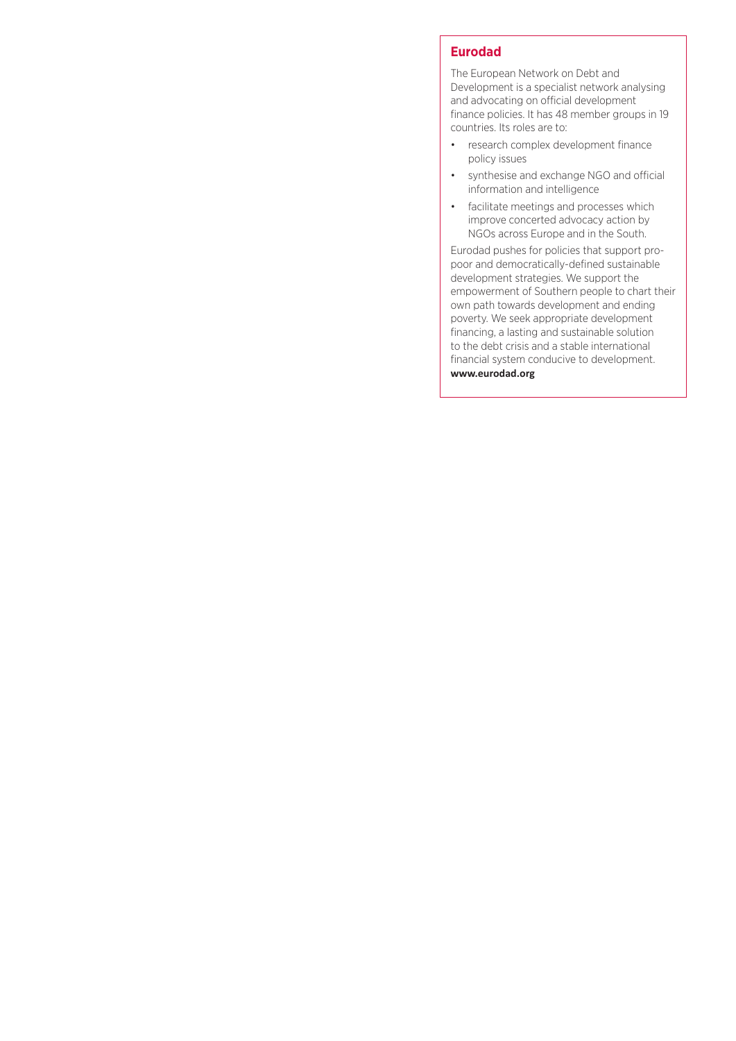## Eurodad

The European Network on Debt and Development is a specialist network analysing and advocating on official development finance policies. It has 48 member groups in 19 countries. Its roles are to:

- research complex development finance policy issues
- synthesise and exchange NGO and official information and intelligence
- facilitate meetings and processes which improve concerted advocacy action by NGOs across Europe and in the South.

Eurodad pushes for policies that support pro-poor and democratically-defined sustainable development strategies. We support the empowerment of Southern people to chart their own path towards development and ending poverty. We seek appropriate development financing, a lasting and sustainable solution to the debt crisis and a stable international financial system conducive to development.
**www.eurodad.org**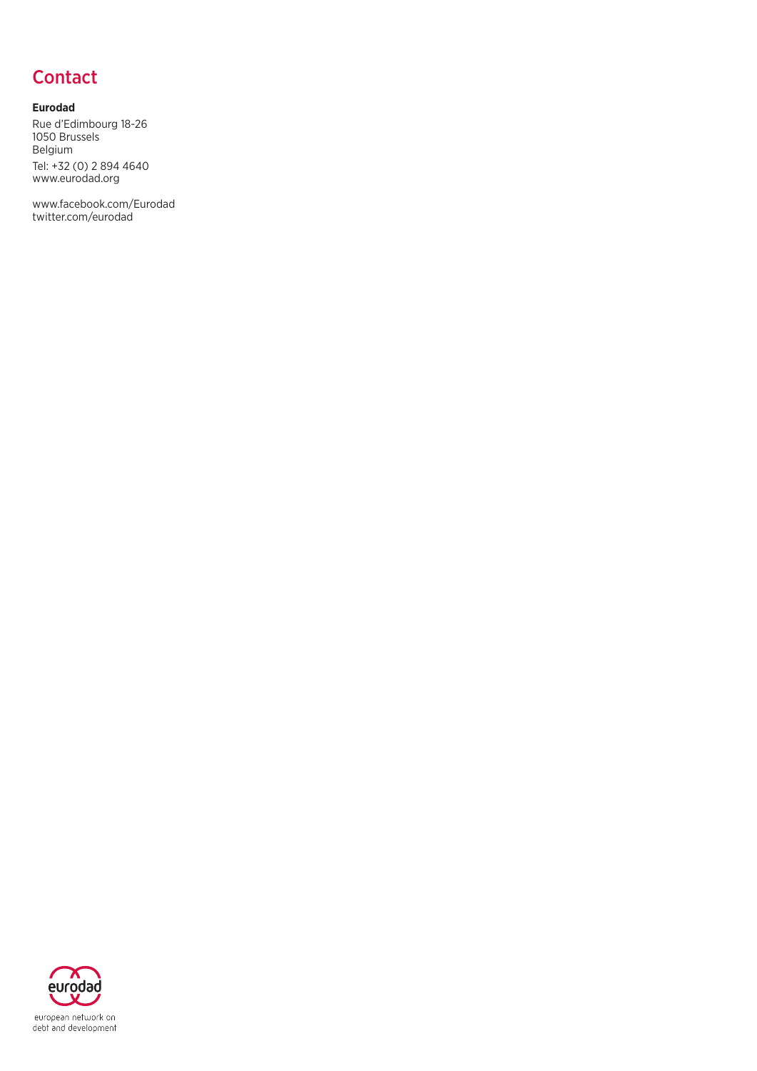## Contact

**Eurodad**

Rue d'Edimbourg 18-26
1050 Brussels
Belgium

Tel: +32 (0) 2 894 4640
www.eurodad.org

www.facebook.com/Eurodad
twitter.com/eurodad

eurodad

european network on
debt and development